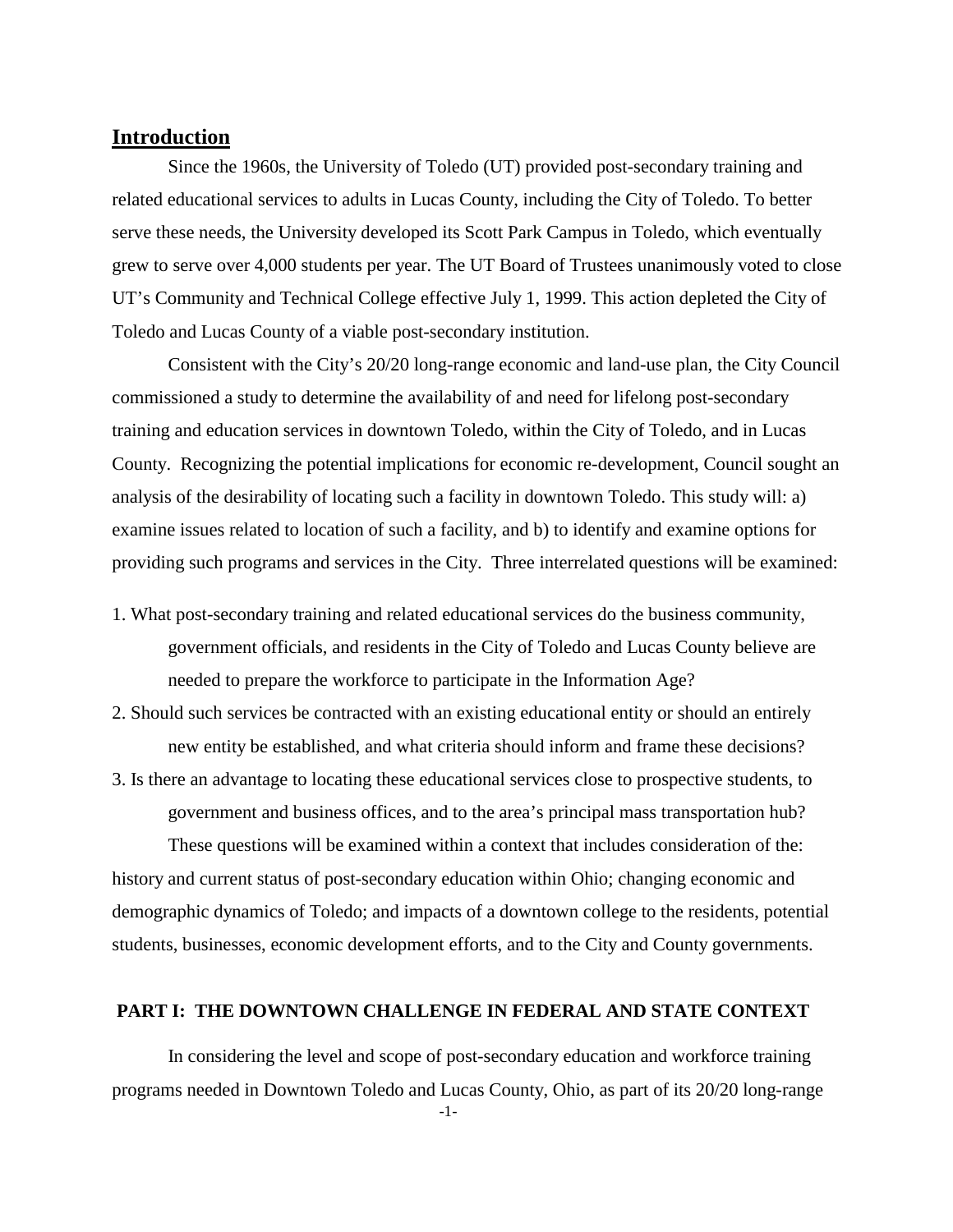## Introduction

Since the 1960s, the University of Toledo (UT) provided post-secondary training and related educational services to adults in Lucas County, including the City of Toledo. To better serve these needs, the University developed its Scott Park Campus in Toledo, which eventually grew to serve over 4,000 students per year. The UT Board of Trustees unanimously voted to close UT's Community and Technical College effective July 1, 1999. This action depleted the City of Toledo and Lucas County of a viable post-secondary institution.

Consistent with the City's 20/20 long-range economic and land-use plan, the City Council commissioned a study to determine the availability of and need for lifelong post-secondary training and education services in downtown Toledo, within the City of Toledo, and in Lucas County. Recognizing the potential implications for economic re-development, Council sought an analysis of the desirability of locating such a facility in downtown Toledo. This study will: a) examine issues related to location of such a facility, and b) to identify and examine options for providing such programs and services in the City. Three interrelated questions will be examined:

1. What post-secondary training and related educational services do the business community, government officials, and residents in the City of Toledo and Lucas County believe are needed to prepare the workforce to participate in the Information Age?
2. Should such services be contracted with an existing educational entity or should an entirely new entity be established, and what criteria should inform and frame these decisions?
3. Is there an advantage to locating these educational services close to prospective students, to government and business offices, and to the area's principal mass transportation hub?

These questions will be examined within a context that includes consideration of the: history and current status of post-secondary education within Ohio; changing economic and demographic dynamics of Toledo; and impacts of a downtown college to the residents, potential students, businesses, economic development efforts, and to the City and County governments.

## PART I: THE DOWNTOWN CHALLENGE IN FEDERAL AND STATE CONTEXT

In considering the level and scope of post-secondary education and workforce training programs needed in Downtown Toledo and Lucas County, Ohio, as part of its 20/20 long-range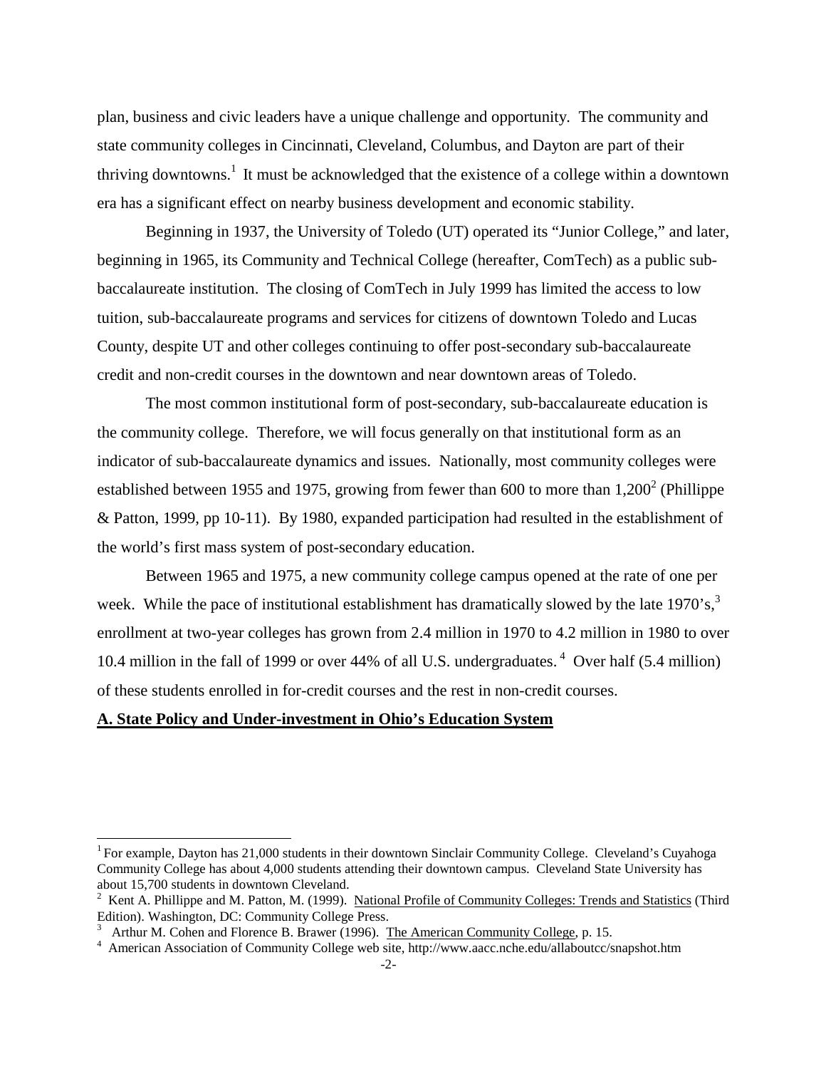plan, business and civic leaders have a unique challenge and opportunity. The community and state community colleges in Cincinnati, Cleveland, Columbus, and Dayton are part of their thriving downtowns.[1] It must be acknowledged that the existence of a college within a downtown era has a significant effect on nearby business development and economic stability.

Beginning in 1937, the University of Toledo (UT) operated its "Junior College," and later, beginning in 1965, its Community and Technical College (hereafter, ComTech) as a public sub-baccalaureate institution. The closing of ComTech in July 1999 has limited the access to low tuition, sub-baccalaureate programs and services for citizens of downtown Toledo and Lucas County, despite UT and other colleges continuing to offer post-secondary sub-baccalaureate credit and non-credit courses in the downtown and near downtown areas of Toledo.

The most common institutional form of post-secondary, sub-baccalaureate education is the community college. Therefore, we will focus generally on that institutional form as an indicator of sub-baccalaureate dynamics and issues. Nationally, most community colleges were established between 1955 and 1975, growing from fewer than 600 to more than 1,200[2] (Phillippe & Patton, 1999, pp 10-11). By 1980, expanded participation had resulted in the establishment of the world's first mass system of post-secondary education.

Between 1965 and 1975, a new community college campus opened at the rate of one per week. While the pace of institutional establishment has dramatically slowed by the late 1970's,[3] enrollment at two-year colleges has grown from 2.4 million in 1970 to 4.2 million in 1980 to over 10.4 million in the fall of 1999 or over 44% of all U.S. undergraduates.[4] Over half (5.4 million) of these students enrolled in for-credit courses and the rest in non-credit courses.

## A. State Policy and Under-investment in Ohio's Education System

---

[1] For example, Dayton has 21,000 students in their downtown Sinclair Community College. Cleveland's Cuyahoga Community College has about 4,000 students attending their downtown campus. Cleveland State University has about 15,700 students in downtown Cleveland.

[2] Kent A. Phillippe and M. Patton, M. (1999). National Profile of Community Colleges: Trends and Statistics (Third Edition). Washington, DC: Community College Press.

[3] Arthur M. Cohen and Florence B. Brawer (1996). The American Community College, p. 15.

[4] American Association of Community College web site, http://www.aacc.nche.edu/allaboutcc/snapshot.htm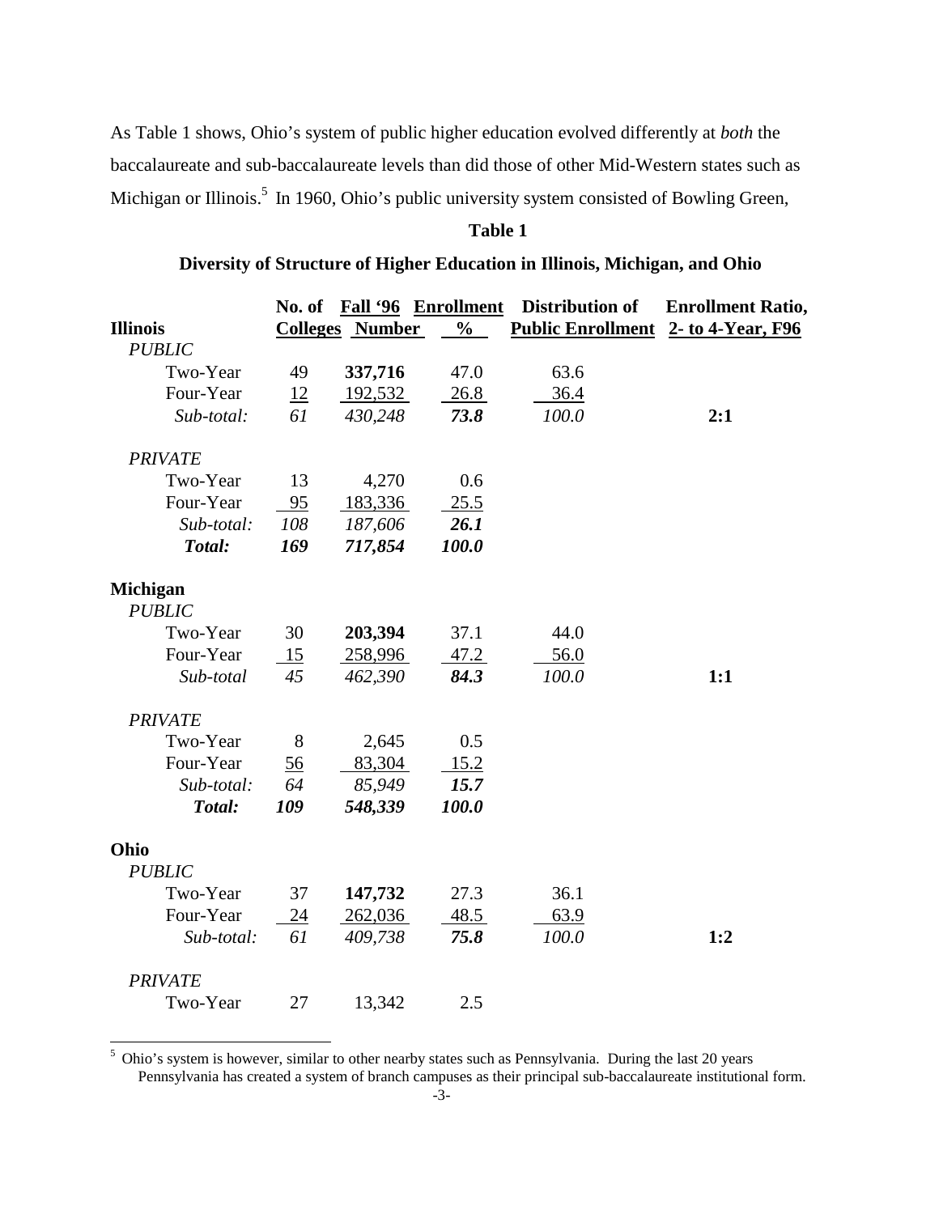As Table 1 shows, Ohio's system of public higher education evolved differently at *both* the baccalaureate and sub-baccalaureate levels than did those of other Mid-Western states such as Michigan or Illinois.[5] In 1960, Ohio's public university system consisted of Bowling Green,

**Table 1**

**Diversity of Structure of Higher Education in Illinois, Michigan, and Ohio**

| | No. of Colleges | Fall '96 Enrollment Number | Enrollment % | Distribution of Public Enrollment | Enrollment Ratio, 2- to 4-Year, F96 |
|---|---|---|---|---|---|
| **Illinois** | | | | | |
| *PUBLIC* | | | | | |
| Two-Year | 49 | **337,716** | 47.0 | 63.6 | |
| Four-Year | 12 | 192,532 | 26.8 | 36.4 | |
| *Sub-total:* | *61* | *430,248* | ***73.8*** | *100.0* | **2:1** |
| *PRIVATE* | | | | | |
| Two-Year | 13 | 4,270 | 0.6 | | |
| Four-Year | 95 | 183,336 | 25.5 | | |
| *Sub-total:* | *108* | *187,606* | ***26.1*** | | |
| ***Total:*** | ***169*** | ***717,854*** | ***100.0*** | | |
| **Michigan** | | | | | |
| *PUBLIC* | | | | | |
| Two-Year | 30 | **203,394** | 37.1 | 44.0 | |
| Four-Year | 15 | 258,996 | 47.2 | 56.0 | |
| *Sub-total* | *45* | *462,390* | ***84.3*** | *100.0* | **1:1** |
| *PRIVATE* | | | | | |
| Two-Year | 8 | 2,645 | 0.5 | | |
| Four-Year | 56 | 83,304 | 15.2 | | |
| *Sub-total:* | *64* | *85,949* | ***15.7*** | | |
| ***Total:*** | ***109*** | ***548,339*** | ***100.0*** | | |
| **Ohio** | | | | | |
| *PUBLIC* | | | | | |
| Two-Year | 37 | **147,732** | 27.3 | 36.1 | |
| Four-Year | 24 | 262,036 | 48.5 | 63.9 | |
| *Sub-total:* | *61* | *409,738* | ***75.8*** | *100.0* | **1:2** |
| *PRIVATE* | | | | | |
| Two-Year | 27 | 13,342 | 2.5 | | |

[5] Ohio's system is however, similar to other nearby states such as Pennsylvania. During the last 20 years Pennsylvania has created a system of branch campuses as their principal sub-baccalaureate institutional form.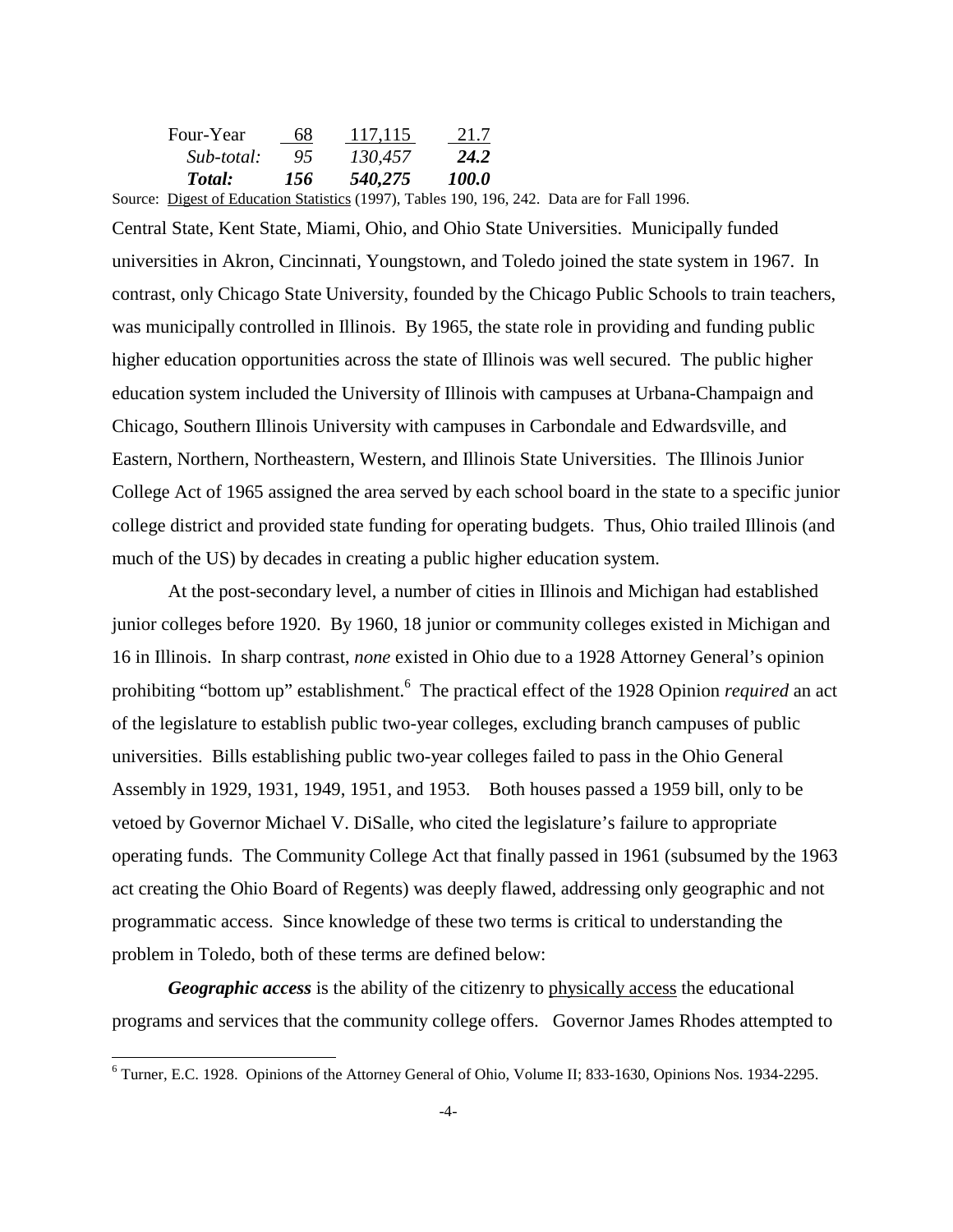| | | | |
|---|---|---|---|
| Four-Year | 68 | 117,115 | 21.7 |
| *Sub-total:* | *95* | *130,457* | ***24.2*** |
| ***Total:*** | ***156*** | ***540,275*** | ***100.0*** |

Source: Digest of Education Statistics (1997), Tables 190, 196, 242. Data are for Fall 1996.

Central State, Kent State, Miami, Ohio, and Ohio State Universities. Municipally funded universities in Akron, Cincinnati, Youngstown, and Toledo joined the state system in 1967. In contrast, only Chicago State University, founded by the Chicago Public Schools to train teachers, was municipally controlled in Illinois. By 1965, the state role in providing and funding public higher education opportunities across the state of Illinois was well secured. The public higher education system included the University of Illinois with campuses at Urbana-Champaign and Chicago, Southern Illinois University with campuses in Carbondale and Edwardsville, and Eastern, Northern, Northeastern, Western, and Illinois State Universities. The Illinois Junior College Act of 1965 assigned the area served by each school board in the state to a specific junior college district and provided state funding for operating budgets. Thus, Ohio trailed Illinois (and much of the US) by decades in creating a public higher education system.

At the post-secondary level, a number of cities in Illinois and Michigan had established junior colleges before 1920. By 1960, 18 junior or community colleges existed in Michigan and 16 in Illinois. In sharp contrast, *none* existed in Ohio due to a 1928 Attorney General's opinion prohibiting "bottom up" establishment.[6] The practical effect of the 1928 Opinion *required* an act of the legislature to establish public two-year colleges, excluding branch campuses of public universities. Bills establishing public two-year colleges failed to pass in the Ohio General Assembly in 1929, 1931, 1949, 1951, and 1953. Both houses passed a 1959 bill, only to be vetoed by Governor Michael V. DiSalle, who cited the legislature's failure to appropriate operating funds. The Community College Act that finally passed in 1961 (subsumed by the 1963 act creating the Ohio Board of Regents) was deeply flawed, addressing only geographic and not programmatic access. Since knowledge of these two terms is critical to understanding the problem in Toledo, both of these terms are defined below:

***Geographic access*** is the ability of the citizenry to physically access the educational programs and services that the community college offers. Governor James Rhodes attempted to

[6] Turner, E.C. 1928. Opinions of the Attorney General of Ohio, Volume II; 833-1630, Opinions Nos. 1934-2295.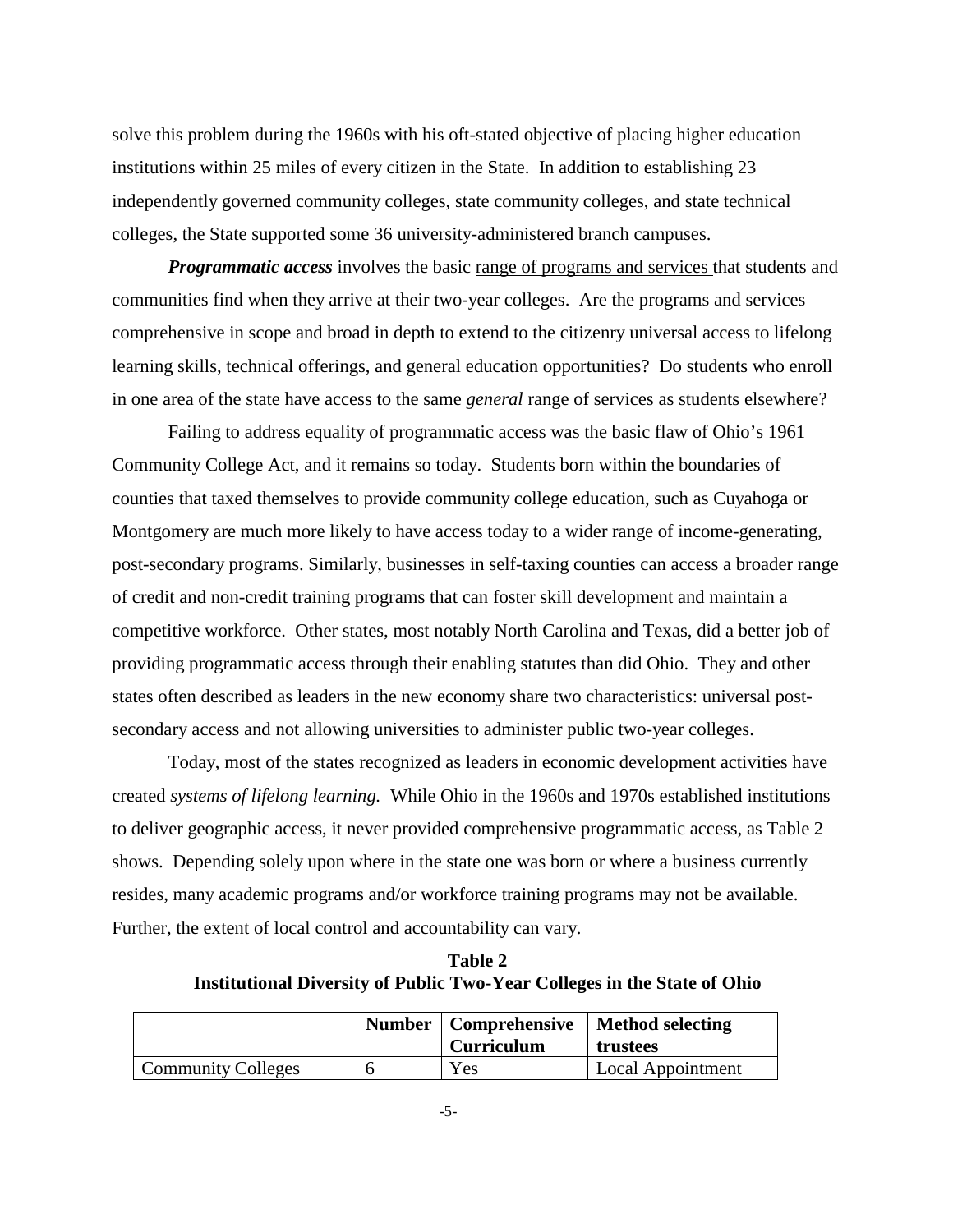solve this problem during the 1960s with his oft-stated objective of placing higher education institutions within 25 miles of every citizen in the State. In addition to establishing 23 independently governed community colleges, state community colleges, and state technical colleges, the State supported some 36 university-administered branch campuses.

***Programmatic access*** involves the basic range of programs and services that students and communities find when they arrive at their two-year colleges. Are the programs and services comprehensive in scope and broad in depth to extend to the citizenry universal access to lifelong learning skills, technical offerings, and general education opportunities? Do students who enroll in one area of the state have access to the same *general* range of services as students elsewhere?

Failing to address equality of programmatic access was the basic flaw of Ohio's 1961 Community College Act, and it remains so today. Students born within the boundaries of counties that taxed themselves to provide community college education, such as Cuyahoga or Montgomery are much more likely to have access today to a wider range of income-generating, post-secondary programs. Similarly, businesses in self-taxing counties can access a broader range of credit and non-credit training programs that can foster skill development and maintain a competitive workforce. Other states, most notably North Carolina and Texas, did a better job of providing programmatic access through their enabling statutes than did Ohio. They and other states often described as leaders in the new economy share two characteristics: universal post-secondary access and not allowing universities to administer public two-year colleges.

Today, most of the states recognized as leaders in economic development activities have created *systems of lifelong learning.* While Ohio in the 1960s and 1970s established institutions to deliver geographic access, it never provided comprehensive programmatic access, as Table 2 shows. Depending solely upon where in the state one was born or where a business currently resides, many academic programs and/or workforce training programs may not be available. Further, the extent of local control and accountability can vary.

**Table 2**
**Institutional Diversity of Public Two-Year Colleges in the State of Ohio**

| | Number | Comprehensive Curriculum | Method selecting trustees |
|---|---|---|---|
| Community Colleges | 6 | Yes | Local Appointment |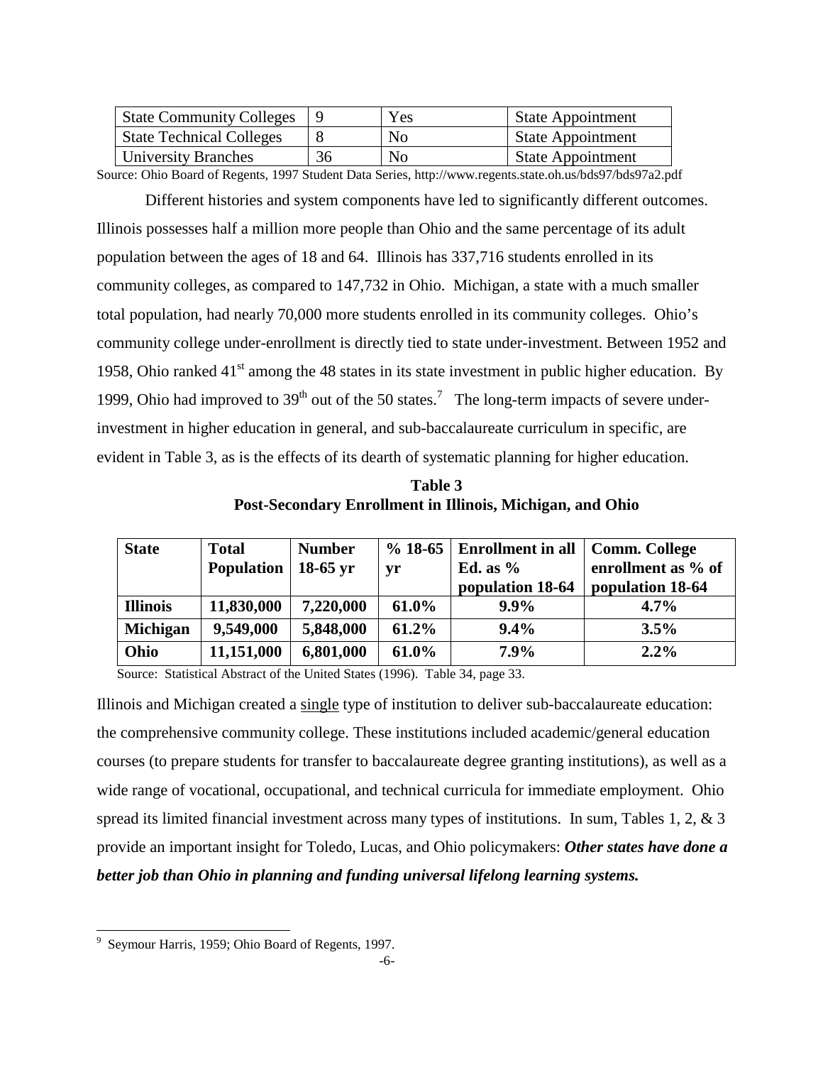| State Community Colleges | 9 | Yes | State Appointment |
|---|---|---|---|
| State Technical Colleges | 8 | No | State Appointment |
| University Branches | 36 | No | State Appointment |

Source: Ohio Board of Regents, 1997 Student Data Series, http://www.regents.state.oh.us/bds97/bds97a2.pdf

Different histories and system components have led to significantly different outcomes. Illinois possesses half a million more people than Ohio and the same percentage of its adult population between the ages of 18 and 64. Illinois has 337,716 students enrolled in its community colleges, as compared to 147,732 in Ohio. Michigan, a state with a much smaller total population, had nearly 70,000 more students enrolled in its community colleges. Ohio's community college under-enrollment is directly tied to state under-investment. Between 1952 and 1958, Ohio ranked 41st among the 48 states in its state investment in public higher education. By 1999, Ohio had improved to 39th out of the 50 states.[7] The long-term impacts of severe under-investment in higher education in general, and sub-baccalaureate curriculum in specific, are evident in Table 3, as is the effects of its dearth of systematic planning for higher education.

**Table 3**
**Post-Secondary Enrollment in Illinois, Michigan, and Ohio**

| State | Total Population | Number 18-65 yr | % 18-65 yr | Enrollment in all Ed. as % population 18-64 | Comm. College enrollment as % of population 18-64 |
|---|---|---|---|---|---|
| **Illinois** | **11,830,000** | **7,220,000** | **61.0%** | **9.9%** | **4.7%** |
| **Michigan** | **9,549,000** | **5,848,000** | **61.2%** | **9.4%** | **3.5%** |
| **Ohio** | **11,151,000** | **6,801,000** | **61.0%** | **7.9%** | **2.2%** |

Source: Statistical Abstract of the United States (1996). Table 34, page 33.

Illinois and Michigan created a single type of institution to deliver sub-baccalaureate education: the comprehensive community college. These institutions included academic/general education courses (to prepare students for transfer to baccalaureate degree granting institutions), as well as a wide range of vocational, occupational, and technical curricula for immediate employment. Ohio spread its limited financial investment across many types of institutions. In sum, Tables 1, 2, & 3 provide an important insight for Toledo, Lucas, and Ohio policymakers: ***Other states have done a better job than Ohio in planning and funding universal lifelong learning systems.***

[9] Seymour Harris, 1959; Ohio Board of Regents, 1997.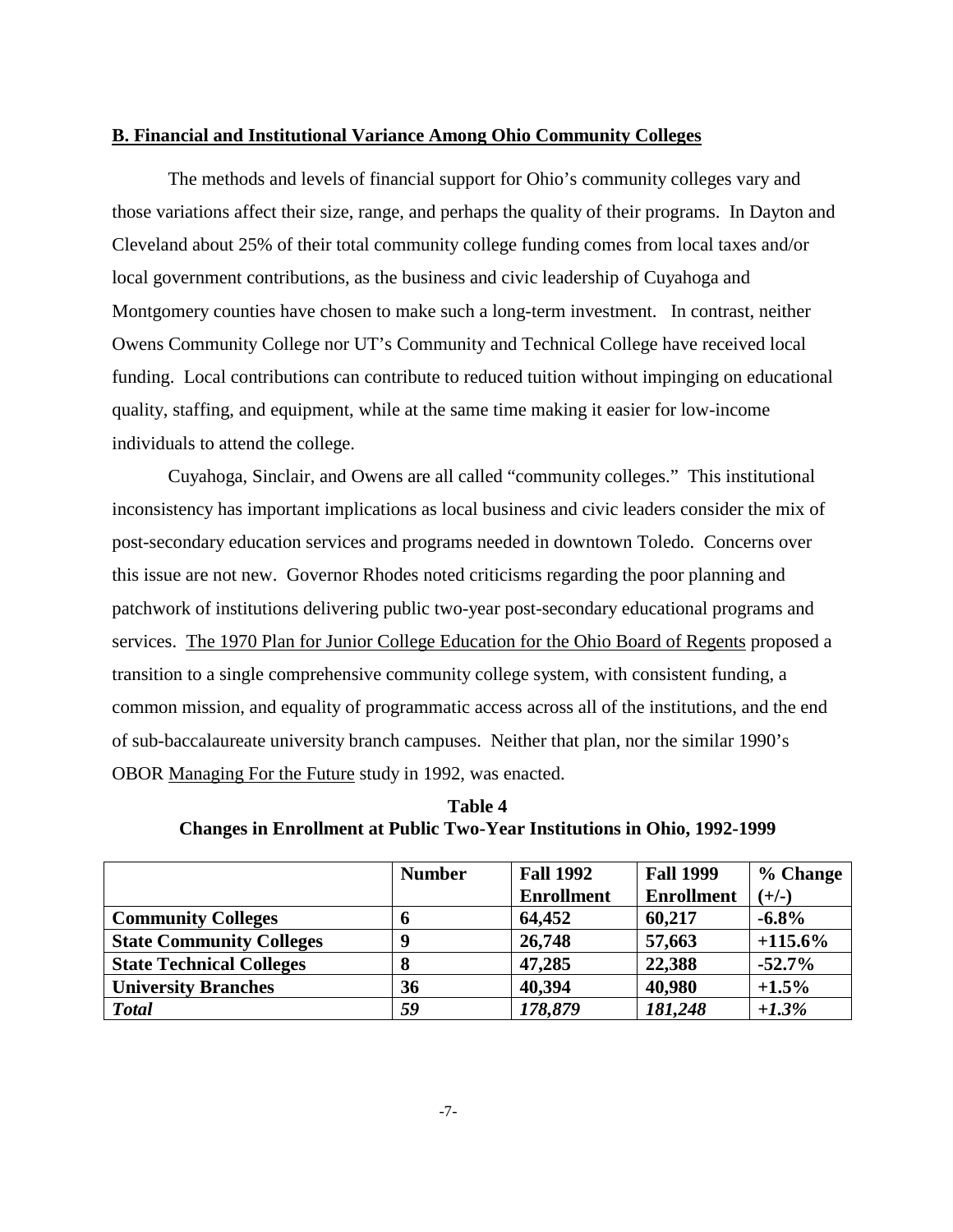## B. Financial and Institutional Variance Among Ohio Community Colleges

The methods and levels of financial support for Ohio's community colleges vary and those variations affect their size, range, and perhaps the quality of their programs. In Dayton and Cleveland about 25% of their total community college funding comes from local taxes and/or local government contributions, as the business and civic leadership of Cuyahoga and Montgomery counties have chosen to make such a long-term investment. In contrast, neither Owens Community College nor UT's Community and Technical College have received local funding. Local contributions can contribute to reduced tuition without impinging on educational quality, staffing, and equipment, while at the same time making it easier for low-income individuals to attend the college.

Cuyahoga, Sinclair, and Owens are all called "community colleges." This institutional inconsistency has important implications as local business and civic leaders consider the mix of post-secondary education services and programs needed in downtown Toledo. Concerns over this issue are not new. Governor Rhodes noted criticisms regarding the poor planning and patchwork of institutions delivering public two-year post-secondary educational programs and services. The 1970 Plan for Junior College Education for the Ohio Board of Regents proposed a transition to a single comprehensive community college system, with consistent funding, a common mission, and equality of programmatic access across all of the institutions, and the end of sub-baccalaureate university branch campuses. Neither that plan, nor the similar 1990's OBOR Managing For the Future study in 1992, was enacted.

**Table 4**
**Changes in Enrollment at Public Two-Year Institutions in Ohio, 1992-1999**

| | Number | Fall 1992 Enrollment | Fall 1999 Enrollment | % Change (+/-) |
|---|---|---|---|---|
| **Community Colleges** | **6** | **64,452** | **60,217** | **-6.8%** |
| **State Community Colleges** | **9** | **26,748** | **57,663** | **+115.6%** |
| **State Technical Colleges** | **8** | **47,285** | **22,388** | **-52.7%** |
| **University Branches** | **36** | **40,394** | **40,980** | **+1.5%** |
| ***Total*** | ***59*** | ***178,879*** | ***181,248*** | ***+1.3%*** |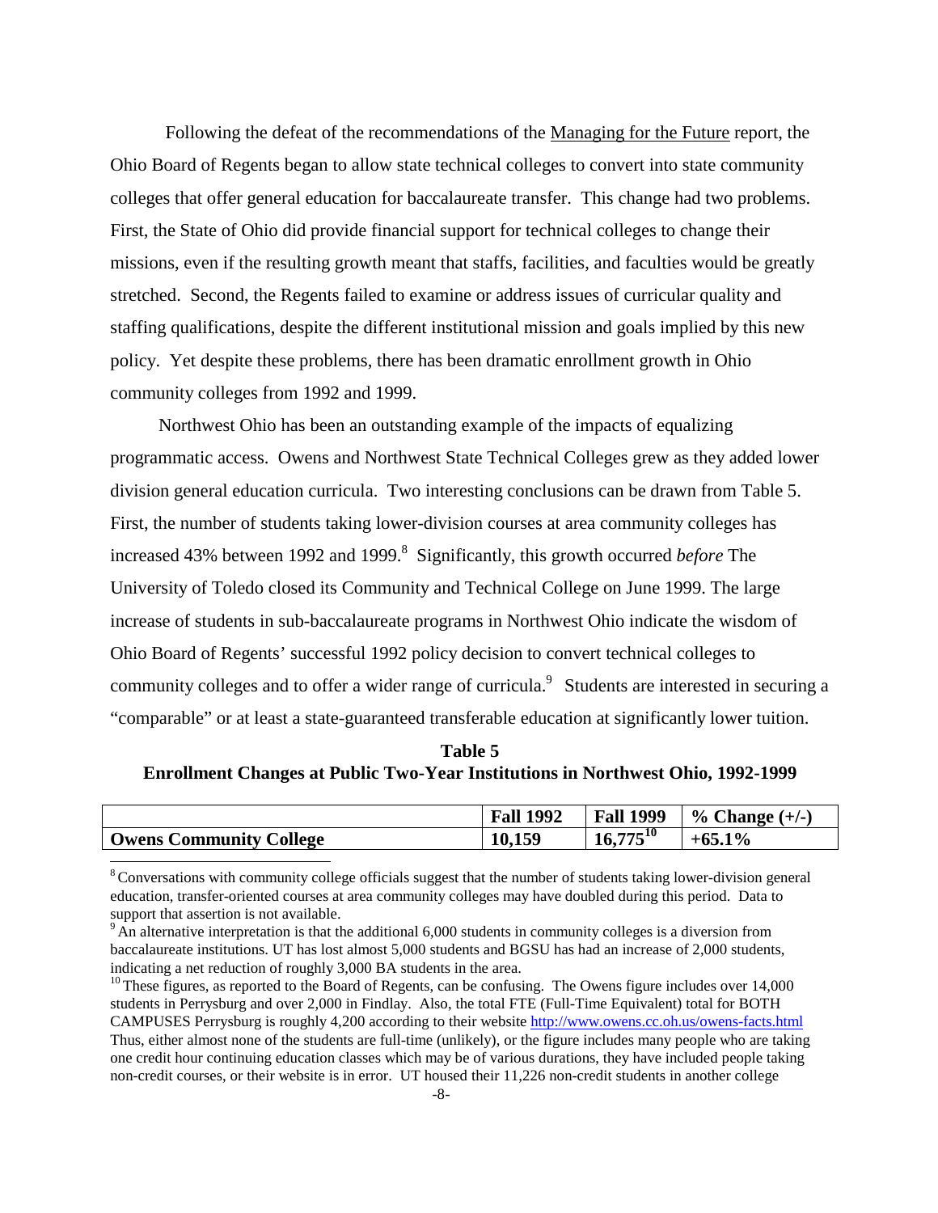Following the defeat of the recommendations of the Managing for the Future report, the Ohio Board of Regents began to allow state technical colleges to convert into state community colleges that offer general education for baccalaureate transfer. This change had two problems. First, the State of Ohio did provide financial support for technical colleges to change their missions, even if the resulting growth meant that staffs, facilities, and faculties would be greatly stretched. Second, the Regents failed to examine or address issues of curricular quality and staffing qualifications, despite the different institutional mission and goals implied by this new policy. Yet despite these problems, there has been dramatic enrollment growth in Ohio community colleges from 1992 and 1999.

Northwest Ohio has been an outstanding example of the impacts of equalizing programmatic access. Owens and Northwest State Technical Colleges grew as they added lower division general education curricula. Two interesting conclusions can be drawn from Table 5. First, the number of students taking lower-division courses at area community colleges has increased 43% between 1992 and 1999.[8] Significantly, this growth occurred *before* The University of Toledo closed its Community and Technical College on June 1999. The large increase of students in sub-baccalaureate programs in Northwest Ohio indicate the wisdom of Ohio Board of Regents' successful 1992 policy decision to convert technical colleges to community colleges and to offer a wider range of curricula.[9] Students are interested in securing a "comparable" or at least a state-guaranteed transferable education at significantly lower tuition.

**Table 5**
**Enrollment Changes at Public Two-Year Institutions in Northwest Ohio, 1992-1999**

| | Fall 1992 | Fall 1999 | % Change (+/-) |
|---|---|---|---|
| **Owens Community College** | **10,159** | **16,775[10]** | **+65.1%** |

[8] Conversations with community college officials suggest that the number of students taking lower-division general education, transfer-oriented courses at area community colleges may have doubled during this period. Data to support that assertion is not available.

[9] An alternative interpretation is that the additional 6,000 students in community colleges is a diversion from baccalaureate institutions. UT has lost almost 5,000 students and BGSU has had an increase of 2,000 students, indicating a net reduction of roughly 3,000 BA students in the area.

[10] These figures, as reported to the Board of Regents, can be confusing. The Owens figure includes over 14,000 students in Perrysburg and over 2,000 in Findlay. Also, the total FTE (Full-Time Equivalent) total for BOTH CAMPUSES Perrysburg is roughly 4,200 according to their website http://www.owens.cc.oh.us/owens-facts.html Thus, either almost none of the students are full-time (unlikely), or the figure includes many people who are taking one credit hour continuing education classes which may be of various durations, they have included people taking non-credit courses, or their website is in error. UT housed their 11,226 non-credit students in another college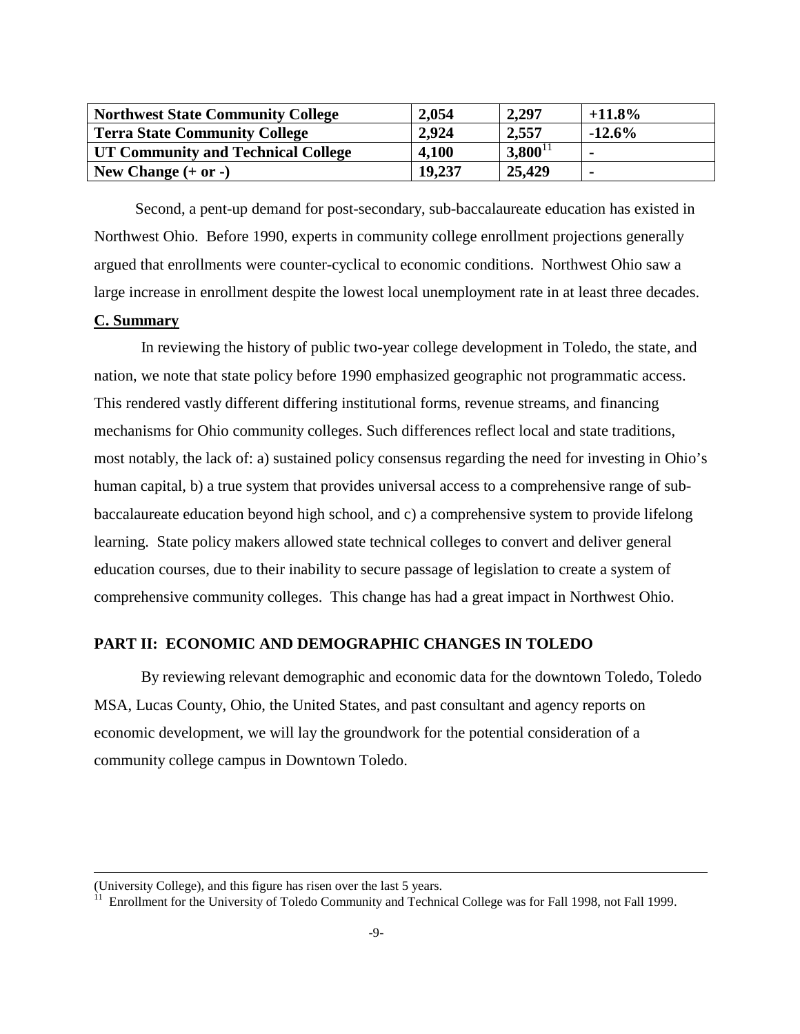| Northwest State Community College | 2,054 | 2,297 | +11.8% |
|---|---|---|---|
| Terra State Community College | 2,924 | 2,557 | -12.6% |
| UT Community and Technical College | 4,100 | 3,800[11] | - |
| New Change (+ or -) | 19,237 | 25,429 | - |

Second, a pent-up demand for post-secondary, sub-baccalaureate education has existed in Northwest Ohio. Before 1990, experts in community college enrollment projections generally argued that enrollments were counter-cyclical to economic conditions. Northwest Ohio saw a large increase in enrollment despite the lowest local unemployment rate in at least three decades.

**C. Summary**

In reviewing the history of public two-year college development in Toledo, the state, and nation, we note that state policy before 1990 emphasized geographic not programmatic access. This rendered vastly different differing institutional forms, revenue streams, and financing mechanisms for Ohio community colleges. Such differences reflect local and state traditions, most notably, the lack of: a) sustained policy consensus regarding the need for investing in Ohio's human capital, b) a true system that provides universal access to a comprehensive range of sub-baccalaureate education beyond high school, and c) a comprehensive system to provide lifelong learning. State policy makers allowed state technical colleges to convert and deliver general education courses, due to their inability to secure passage of legislation to create a system of comprehensive community colleges. This change has had a great impact in Northwest Ohio.

## PART II: ECONOMIC AND DEMOGRAPHIC CHANGES IN TOLEDO

By reviewing relevant demographic and economic data for the downtown Toledo, Toledo MSA, Lucas County, Ohio, the United States, and past consultant and agency reports on economic development, we will lay the groundwork for the potential consideration of a community college campus in Downtown Toledo.

---

(University College), and this figure has risen over the last 5 years.

[11] Enrollment for the University of Toledo Community and Technical College was for Fall 1998, not Fall 1999.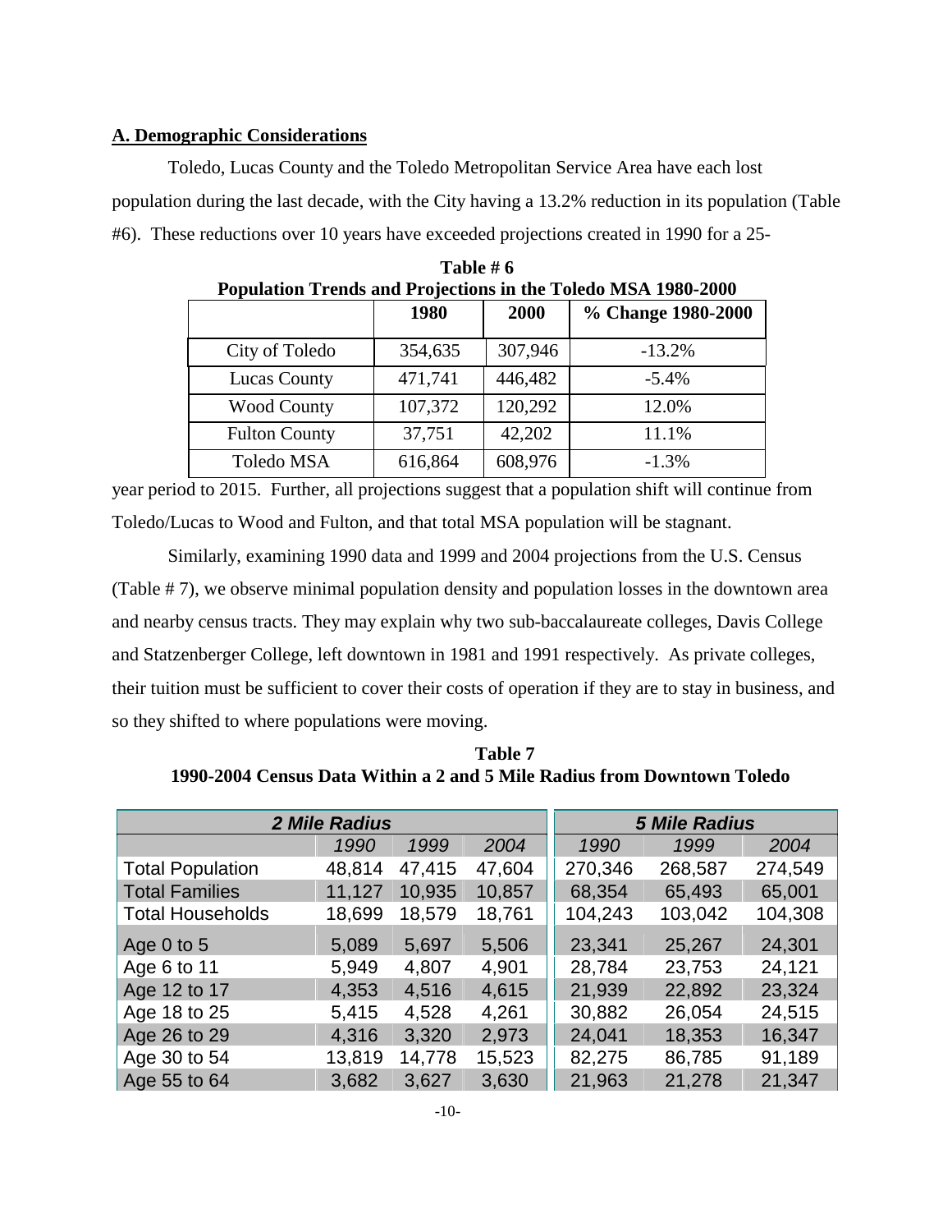**A. Demographic Considerations**

Toledo, Lucas County and the Toledo Metropolitan Service Area have each lost population during the last decade, with the City having a 13.2% reduction in its population (Table #6). These reductions over 10 years have exceeded projections created in 1990 for a 25-year period to 2015. Further, all projections suggest that a population shift will continue from Toledo/Lucas to Wood and Fulton, and that total MSA population will be stagnant.

**Table # 6**
**Population Trends and Projections in the Toledo MSA 1980-2000**

| | 1980 | 2000 | % Change 1980-2000 |
|---|---|---|---|
| City of Toledo | 354,635 | 307,946 | -13.2% |
| Lucas County | 471,741 | 446,482 | -5.4% |
| Wood County | 107,372 | 120,292 | 12.0% |
| Fulton County | 37,751 | 42,202 | 11.1% |
| Toledo MSA | 616,864 | 608,976 | -1.3% |

Similarly, examining 1990 data and 1999 and 2004 projections from the U.S. Census (Table # 7), we observe minimal population density and population losses in the downtown area and nearby census tracts. They may explain why two sub-baccalaureate colleges, Davis College and Statzenberger College, left downtown in 1981 and 1991 respectively. As private colleges, their tuition must be sufficient to cover their costs of operation if they are to stay in business, and so they shifted to where populations were moving.

**Table 7**
**1990-2004 Census Data Within a 2 and 5 Mile Radius from Downtown Toledo**

| | *2 Mile Radius* | | | *5 Mile Radius* | | |
|---|---|---|---|---|---|---|
| | *1990* | *1999* | *2004* | *1990* | *1999* | *2004* |
| Total Population | 48,814 | 47,415 | 47,604 | 270,346 | 268,587 | 274,549 |
| Total Families | 11,127 | 10,935 | 10,857 | 68,354 | 65,493 | 65,001 |
| Total Households | 18,699 | 18,579 | 18,761 | 104,243 | 103,042 | 104,308 |
| Age 0 to 5 | 5,089 | 5,697 | 5,506 | 23,341 | 25,267 | 24,301 |
| Age 6 to 11 | 5,949 | 4,807 | 4,901 | 28,784 | 23,753 | 24,121 |
| Age 12 to 17 | 4,353 | 4,516 | 4,615 | 21,939 | 22,892 | 23,324 |
| Age 18 to 25 | 5,415 | 4,528 | 4,261 | 30,882 | 26,054 | 24,515 |
| Age 26 to 29 | 4,316 | 3,320 | 2,973 | 24,041 | 18,353 | 16,347 |
| Age 30 to 54 | 13,819 | 14,778 | 15,523 | 82,275 | 86,785 | 91,189 |
| Age 55 to 64 | 3,682 | 3,627 | 3,630 | 21,963 | 21,278 | 21,347 |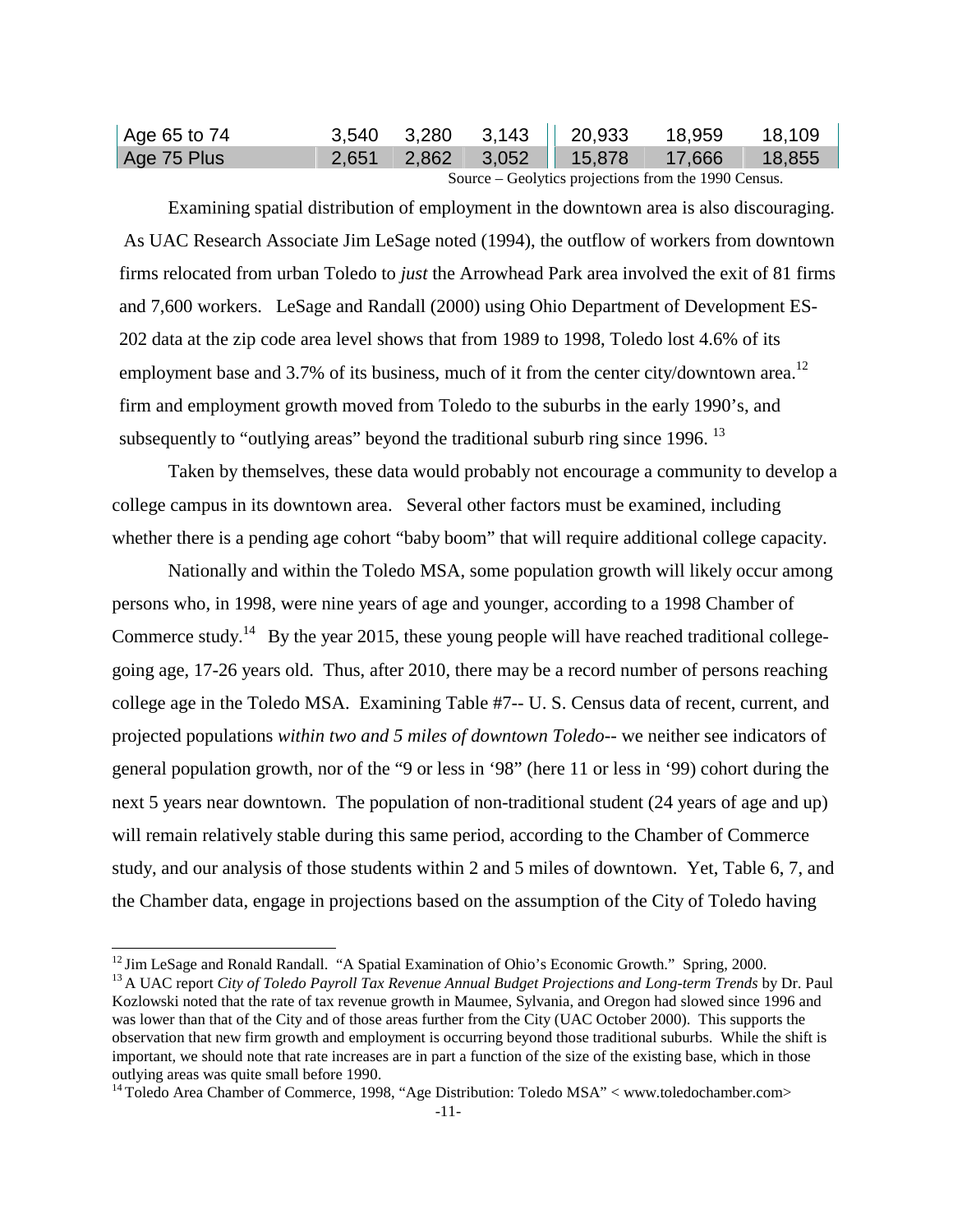| Age 65 to 74 | 3,540 | 3,280 | 3,143 | 20,933 | 18,959 | 18,109 |
|---|---|---|---|---|---|---|
| Age 75 Plus | 2,651 | 2,862 | 3,052 | 15,878 | 17,666 | 18,855 |

Source – Geolytics projections from the 1990 Census.

Examining spatial distribution of employment in the downtown area is also discouraging. As UAC Research Associate Jim LeSage noted (1994), the outflow of workers from downtown firms relocated from urban Toledo to *just* the Arrowhead Park area involved the exit of 81 firms and 7,600 workers. LeSage and Randall (2000) using Ohio Department of Development ES-202 data at the zip code area level shows that from 1989 to 1998, Toledo lost 4.6% of its employment base and 3.7% of its business, much of it from the center city/downtown area.[12] firm and employment growth moved from Toledo to the suburbs in the early 1990's, and subsequently to "outlying areas" beyond the traditional suburb ring since 1996. [13]

Taken by themselves, these data would probably not encourage a community to develop a college campus in its downtown area. Several other factors must be examined, including whether there is a pending age cohort "baby boom" that will require additional college capacity.

Nationally and within the Toledo MSA, some population growth will likely occur among persons who, in 1998, were nine years of age and younger, according to a 1998 Chamber of Commerce study.[14] By the year 2015, these young people will have reached traditional college-going age, 17-26 years old. Thus, after 2010, there may be a record number of persons reaching college age in the Toledo MSA. Examining Table #7-- U. S. Census data of recent, current, and projected populations *within two and 5 miles of downtown Toledo*-- we neither see indicators of general population growth, nor of the "9 or less in '98" (here 11 or less in '99) cohort during the next 5 years near downtown. The population of non-traditional student (24 years of age and up) will remain relatively stable during this same period, according to the Chamber of Commerce study, and our analysis of those students within 2 and 5 miles of downtown. Yet, Table 6, 7, and the Chamber data, engage in projections based on the assumption of the City of Toledo having

---

[12] Jim LeSage and Ronald Randall. "A Spatial Examination of Ohio's Economic Growth." Spring, 2000.

[13] A UAC report *City of Toledo Payroll Tax Revenue Annual Budget Projections and Long-term Trends* by Dr. Paul Kozlowski noted that the rate of tax revenue growth in Maumee, Sylvania, and Oregon had slowed since 1996 and was lower than that of the City and of those areas further from the City (UAC October 2000). This supports the observation that new firm growth and employment is occurring beyond those traditional suburbs. While the shift is important, we should note that rate increases are in part a function of the size of the existing base, which in those outlying areas was quite small before 1990.

[14] Toledo Area Chamber of Commerce, 1998, "Age Distribution: Toledo MSA" < www.toledochamber.com>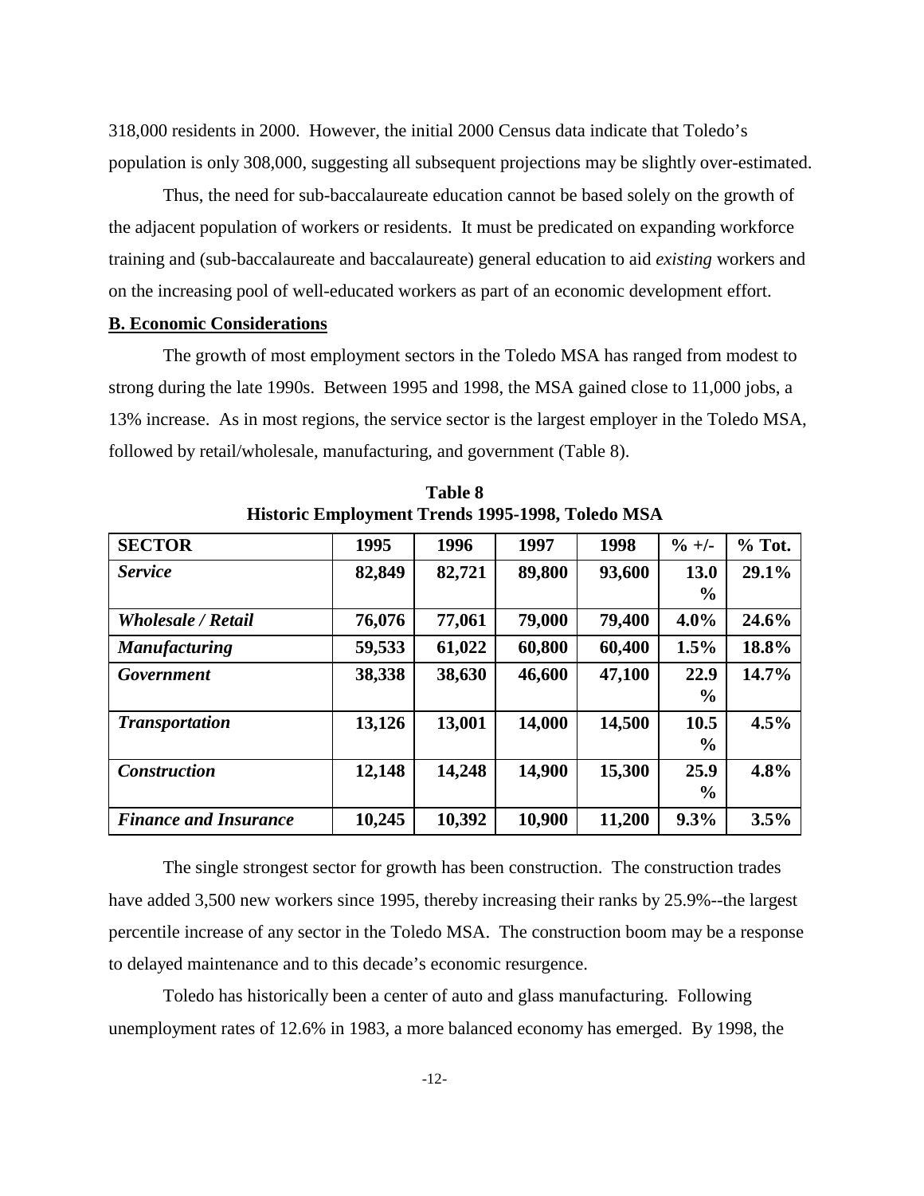318,000 residents in 2000. However, the initial 2000 Census data indicate that Toledo's population is only 308,000, suggesting all subsequent projections may be slightly over-estimated.

Thus, the need for sub-baccalaureate education cannot be based solely on the growth of the adjacent population of workers or residents. It must be predicated on expanding workforce training and (sub-baccalaureate and baccalaureate) general education to aid *existing* workers and on the increasing pool of well-educated workers as part of an economic development effort.

**B. Economic Considerations**

The growth of most employment sectors in the Toledo MSA has ranged from modest to strong during the late 1990s. Between 1995 and 1998, the MSA gained close to 11,000 jobs, a 13% increase. As in most regions, the service sector is the largest employer in the Toledo MSA, followed by retail/wholesale, manufacturing, and government (Table 8).

**Table 8**
**Historic Employment Trends 1995-1998, Toledo MSA**

| SECTOR | 1995 | 1996 | 1997 | 1998 | % +/- | % Tot. |
|---|---|---|---|---|---|---|
| ***Service*** | **82,849** | **82,721** | **89,800** | **93,600** | **13.0%** | **29.1%** |
| ***Wholesale / Retail*** | **76,076** | **77,061** | **79,000** | **79,400** | **4.0%** | **24.6%** |
| ***Manufacturing*** | **59,533** | **61,022** | **60,800** | **60,400** | **1.5%** | **18.8%** |
| ***Government*** | **38,338** | **38,630** | **46,600** | **47,100** | **22.9%** | **14.7%** |
| ***Transportation*** | **13,126** | **13,001** | **14,000** | **14,500** | **10.5%** | **4.5%** |
| ***Construction*** | **12,148** | **14,248** | **14,900** | **15,300** | **25.9%** | **4.8%** |
| ***Finance and Insurance*** | **10,245** | **10,392** | **10,900** | **11,200** | **9.3%** | **3.5%** |

The single strongest sector for growth has been construction. The construction trades have added 3,500 new workers since 1995, thereby increasing their ranks by 25.9%--the largest percentile increase of any sector in the Toledo MSA. The construction boom may be a response to delayed maintenance and to this decade's economic resurgence.

Toledo has historically been a center of auto and glass manufacturing. Following unemployment rates of 12.6% in 1983, a more balanced economy has emerged. By 1998, the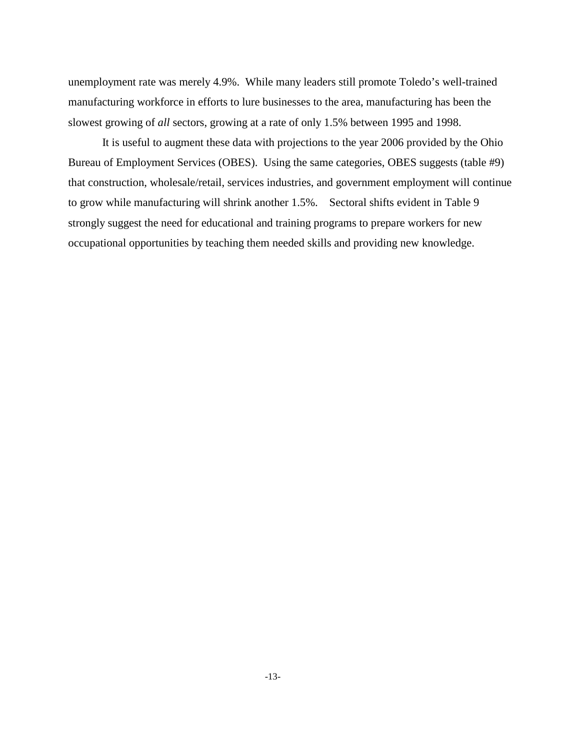unemployment rate was merely 4.9%. While many leaders still promote Toledo's well-trained manufacturing workforce in efforts to lure businesses to the area, manufacturing has been the slowest growing of *all* sectors, growing at a rate of only 1.5% between 1995 and 1998.

It is useful to augment these data with projections to the year 2006 provided by the Ohio Bureau of Employment Services (OBES). Using the same categories, OBES suggests (table #9) that construction, wholesale/retail, services industries, and government employment will continue to grow while manufacturing will shrink another 1.5%. Sectoral shifts evident in Table 9 strongly suggest the need for educational and training programs to prepare workers for new occupational opportunities by teaching them needed skills and providing new knowledge.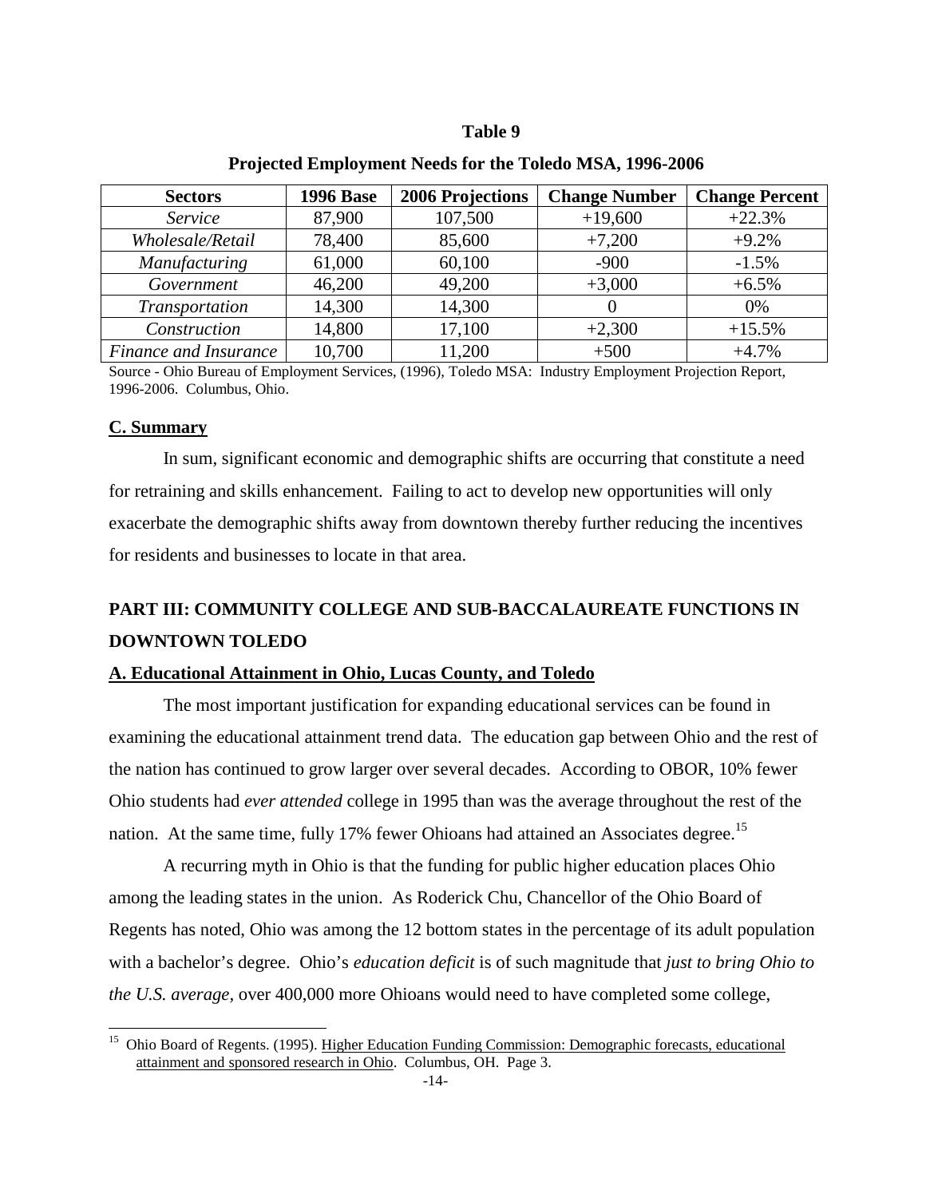**Table 9**

**Projected Employment Needs for the Toledo MSA, 1996-2006**

| Sectors | 1996 Base | 2006 Projections | Change Number | Change Percent |
|---|---|---|---|---|
| *Service* | 87,900 | 107,500 | +19,600 | +22.3% |
| *Wholesale/Retail* | 78,400 | 85,600 | +7,200 | +9.2% |
| *Manufacturing* | 61,000 | 60,100 | -900 | -1.5% |
| *Government* | 46,200 | 49,200 | +3,000 | +6.5% |
| *Transportation* | 14,300 | 14,300 | 0 | 0% |
| *Construction* | 14,800 | 17,100 | +2,300 | +15.5% |
| *Finance and Insurance* | 10,700 | 11,200 | +500 | +4.7% |

Source - Ohio Bureau of Employment Services, (1996), Toledo MSA: Industry Employment Projection Report, 1996-2006. Columbus, Ohio.

## C. Summary

In sum, significant economic and demographic shifts are occurring that constitute a need for retraining and skills enhancement. Failing to act to develop new opportunities will only exacerbate the demographic shifts away from downtown thereby further reducing the incentives for residents and businesses to locate in that area.

# PART III: COMMUNITY COLLEGE AND SUB-BACCALAUREATE FUNCTIONS IN DOWNTOWN TOLEDO

## A. Educational Attainment in Ohio, Lucas County, and Toledo

The most important justification for expanding educational services can be found in examining the educational attainment trend data. The education gap between Ohio and the rest of the nation has continued to grow larger over several decades. According to OBOR, 10% fewer Ohio students had *ever attended* college in 1995 than was the average throughout the rest of the nation. At the same time, fully 17% fewer Ohioans had attained an Associates degree.[15]

A recurring myth in Ohio is that the funding for public higher education places Ohio among the leading states in the union. As Roderick Chu, Chancellor of the Ohio Board of Regents has noted, Ohio was among the 12 bottom states in the percentage of its adult population with a bachelor's degree. Ohio's *education deficit* is of such magnitude that *just to bring Ohio to the U.S. average,* over 400,000 more Ohioans would need to have completed some college,

[15] Ohio Board of Regents. (1995). Higher Education Funding Commission: Demographic forecasts, educational attainment and sponsored research in Ohio. Columbus, OH. Page 3.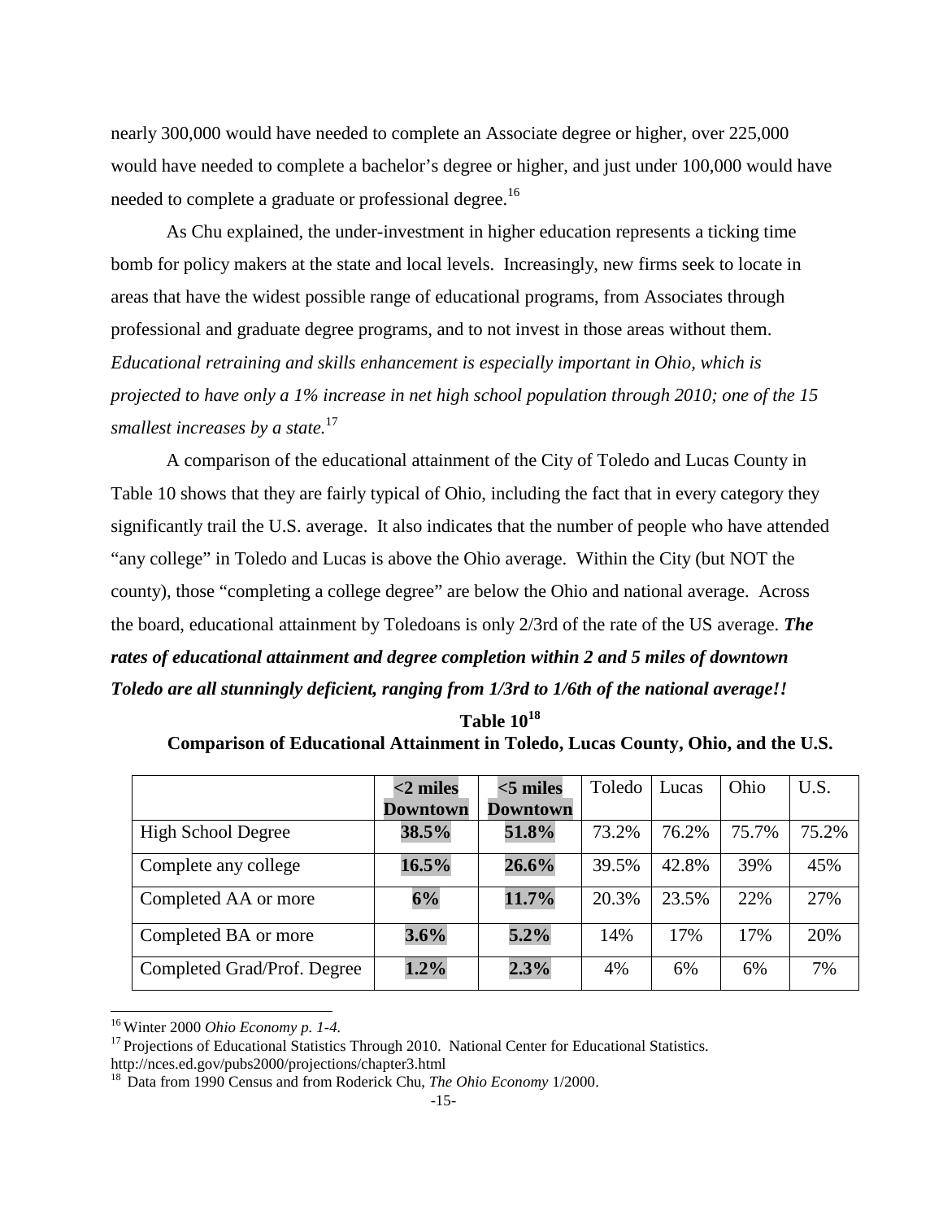nearly 300,000 would have needed to complete an Associate degree or higher, over 225,000 would have needed to complete a bachelor's degree or higher, and just under 100,000 would have needed to complete a graduate or professional degree.[16]

As Chu explained, the under-investment in higher education represents a ticking time bomb for policy makers at the state and local levels. Increasingly, new firms seek to locate in areas that have the widest possible range of educational programs, from Associates through professional and graduate degree programs, and to not invest in those areas without them. *Educational retraining and skills enhancement is especially important in Ohio, which is projected to have only a 1% increase in net high school population through 2010; one of the 15 smallest increases by a state.*[17]

A comparison of the educational attainment of the City of Toledo and Lucas County in Table 10 shows that they are fairly typical of Ohio, including the fact that in every category they significantly trail the U.S. average. It also indicates that the number of people who have attended "any college" in Toledo and Lucas is above the Ohio average. Within the City (but NOT the county), those "completing a college degree" are below the Ohio and national average. Across the board, educational attainment by Toledoans is only 2/3rd of the rate of the US average. ***The rates of educational attainment and degree completion within 2 and 5 miles of downtown Toledo are all stunningly deficient, ranging from 1/3rd to 1/6th of the national average!!***

**Table 10[18]**

**Comparison of Educational Attainment in Toledo, Lucas County, Ohio, and the U.S.**

| | **<2 miles Downtown** | **<5 miles Downtown** | Toledo | Lucas | Ohio | U.S. |
|---|---|---|---|---|---|---|
| High School Degree | **38.5%** | **51.8%** | 73.2% | 76.2% | 75.7% | 75.2% |
| Complete any college | **16.5%** | **26.6%** | 39.5% | 42.8% | 39% | 45% |
| Completed AA or more | **6%** | **11.7%** | 20.3% | 23.5% | 22% | 27% |
| Completed BA or more | **3.6%** | **5.2%** | 14% | 17% | 17% | 20% |
| Completed Grad/Prof. Degree | **1.2%** | **2.3%** | 4% | 6% | 6% | 7% |

---

[16] Winter 2000 *Ohio Economy p. 1-4.*

[17] Projections of Educational Statistics Through 2010. National Center for Educational Statistics. http://nces.ed.gov/pubs2000/projections/chapter3.html

[18] Data from 1990 Census and from Roderick Chu, *The Ohio Economy* 1/2000.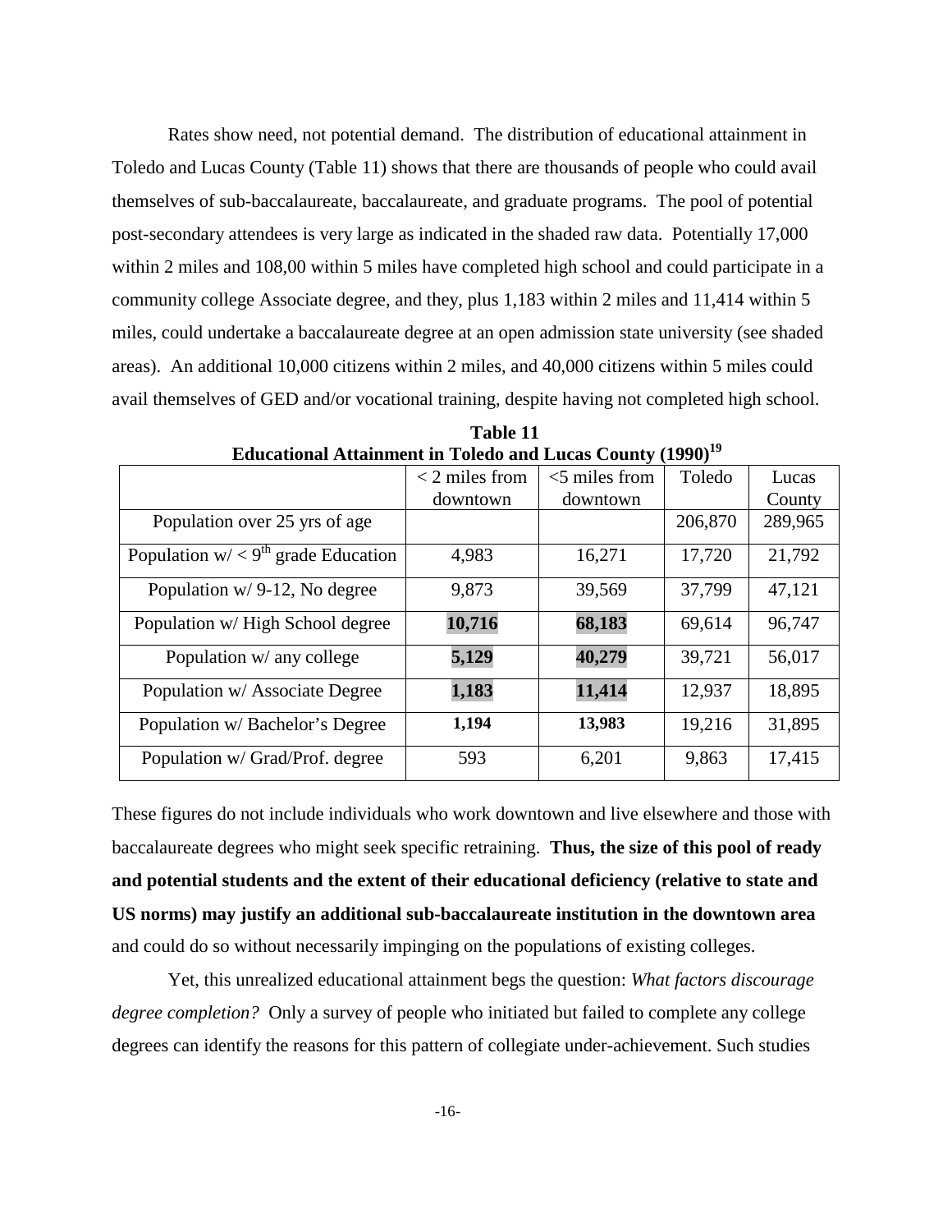Rates show need, not potential demand. The distribution of educational attainment in Toledo and Lucas County (Table 11) shows that there are thousands of people who could avail themselves of sub-baccalaureate, baccalaureate, and graduate programs. The pool of potential post-secondary attendees is very large as indicated in the shaded raw data. Potentially 17,000 within 2 miles and 108,00 within 5 miles have completed high school and could participate in a community college Associate degree, and they, plus 1,183 within 2 miles and 11,414 within 5 miles, could undertake a baccalaureate degree at an open admission state university (see shaded areas). An additional 10,000 citizens within 2 miles, and 40,000 citizens within 5 miles could avail themselves of GED and/or vocational training, despite having not completed high school.

**Table 11**
**Educational Attainment in Toledo and Lucas County (1990)[19]**

| | < 2 miles from downtown | <5 miles from downtown | Toledo | Lucas County |
|---|---|---|---|---|
| Population over 25 yrs of age | | | 206,870 | 289,965 |
| Population w/ < 9th grade Education | 4,983 | 16,271 | 17,720 | 21,792 |
| Population w/ 9-12, No degree | 9,873 | 39,569 | 37,799 | 47,121 |
| Population w/ High School degree | **10,716** | **68,183** | 69,614 | 96,747 |
| Population w/ any college | **5,129** | **40,279** | 39,721 | 56,017 |
| Population w/ Associate Degree | **1,183** | **11,414** | 12,937 | 18,895 |
| Population w/ Bachelor's Degree | **1,194** | **13,983** | 19,216 | 31,895 |
| Population w/ Grad/Prof. degree | 593 | 6,201 | 9,863 | 17,415 |

These figures do not include individuals who work downtown and live elsewhere and those with baccalaureate degrees who might seek specific retraining. **Thus, the size of this pool of ready and potential students and the extent of their educational deficiency (relative to state and US norms) may justify an additional sub-baccalaureate institution in the downtown area** and could do so without necessarily impinging on the populations of existing colleges.

Yet, this unrealized educational attainment begs the question: *What factors discourage degree completion?* Only a survey of people who initiated but failed to complete any college degrees can identify the reasons for this pattern of collegiate under-achievement. Such studies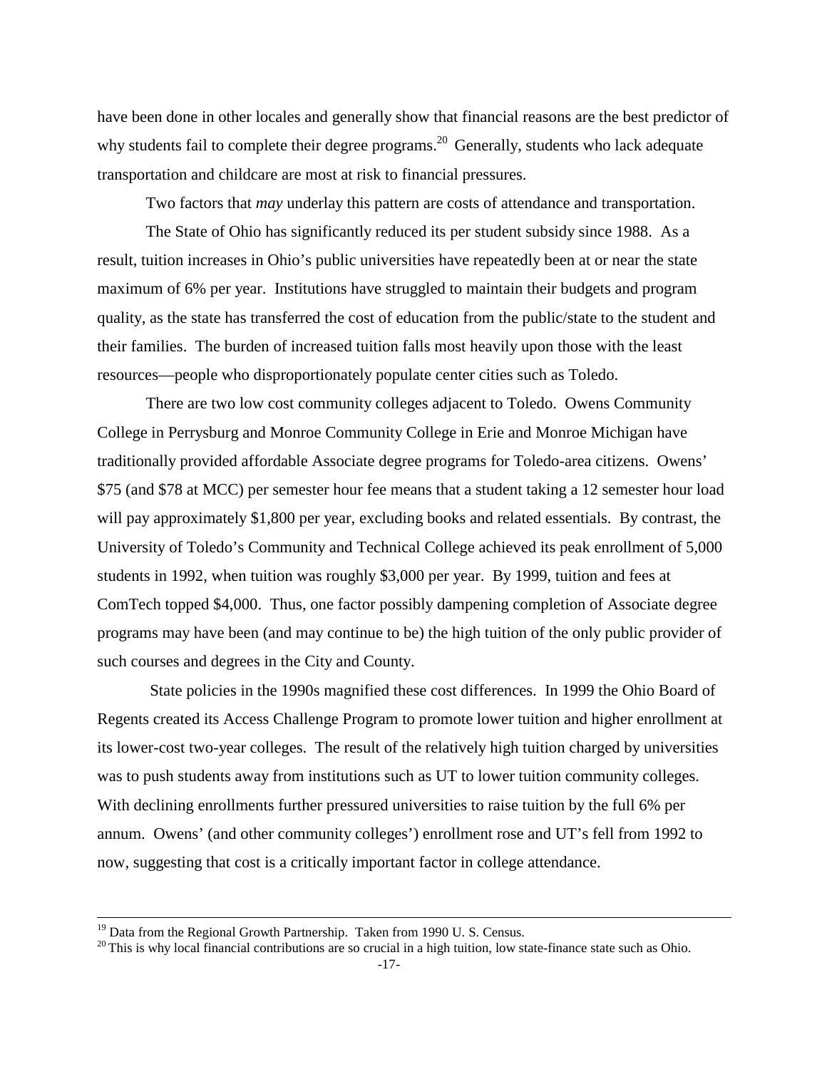have been done in other locales and generally show that financial reasons are the best predictor of why students fail to complete their degree programs.[20] Generally, students who lack adequate transportation and childcare are most at risk to financial pressures.

Two factors that *may* underlay this pattern are costs of attendance and transportation.

The State of Ohio has significantly reduced its per student subsidy since 1988. As a result, tuition increases in Ohio's public universities have repeatedly been at or near the state maximum of 6% per year. Institutions have struggled to maintain their budgets and program quality, as the state has transferred the cost of education from the public/state to the student and their families. The burden of increased tuition falls most heavily upon those with the least resources—people who disproportionately populate center cities such as Toledo.

There are two low cost community colleges adjacent to Toledo. Owens Community College in Perrysburg and Monroe Community College in Erie and Monroe Michigan have traditionally provided affordable Associate degree programs for Toledo-area citizens. Owens' $75 (and $78 at MCC) per semester hour fee means that a student taking a 12 semester hour load will pay approximately $1,800 per year, excluding books and related essentials. By contrast, the University of Toledo's Community and Technical College achieved its peak enrollment of 5,000 students in 1992, when tuition was roughly $3,000 per year. By 1999, tuition and fees at ComTech topped $4,000. Thus, one factor possibly dampening completion of Associate degree programs may have been (and may continue to be) the high tuition of the only public provider of such courses and degrees in the City and County.

State policies in the 1990s magnified these cost differences. In 1999 the Ohio Board of Regents created its Access Challenge Program to promote lower tuition and higher enrollment at its lower-cost two-year colleges. The result of the relatively high tuition charged by universities was to push students away from institutions such as UT to lower tuition community colleges. With declining enrollments further pressured universities to raise tuition by the full 6% per annum. Owens' (and other community colleges') enrollment rose and UT's fell from 1992 to now, suggesting that cost is a critically important factor in college attendance.

---

[19] Data from the Regional Growth Partnership. Taken from 1990 U. S. Census.

[20] This is why local financial contributions are so crucial in a high tuition, low state-finance state such as Ohio.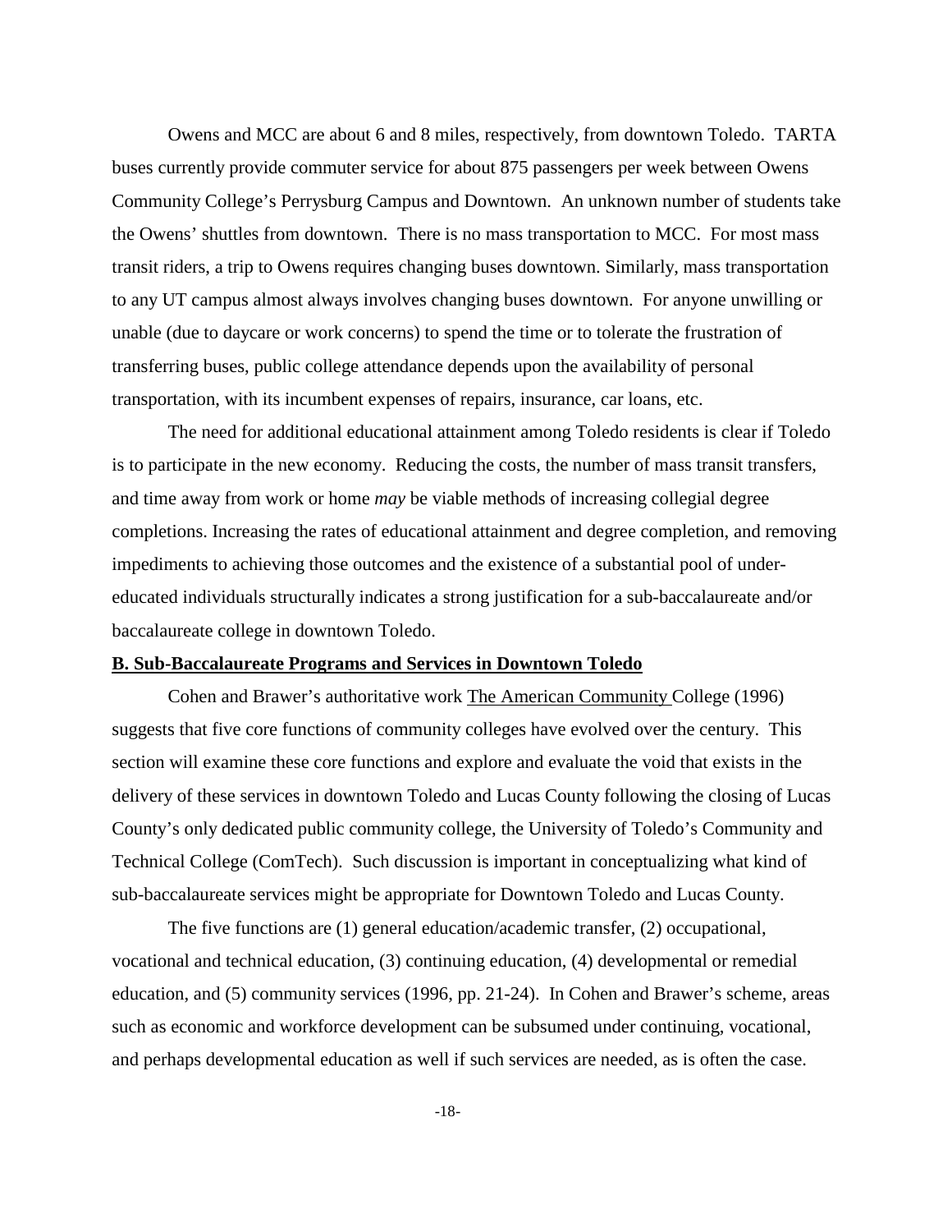Owens and MCC are about 6 and 8 miles, respectively, from downtown Toledo. TARTA buses currently provide commuter service for about 875 passengers per week between Owens Community College's Perrysburg Campus and Downtown. An unknown number of students take the Owens' shuttles from downtown. There is no mass transportation to MCC. For most mass transit riders, a trip to Owens requires changing buses downtown. Similarly, mass transportation to any UT campus almost always involves changing buses downtown. For anyone unwilling or unable (due to daycare or work concerns) to spend the time or to tolerate the frustration of transferring buses, public college attendance depends upon the availability of personal transportation, with its incumbent expenses of repairs, insurance, car loans, etc.

The need for additional educational attainment among Toledo residents is clear if Toledo is to participate in the new economy. Reducing the costs, the number of mass transit transfers, and time away from work or home *may* be viable methods of increasing collegial degree completions. Increasing the rates of educational attainment and degree completion, and removing impediments to achieving those outcomes and the existence of a substantial pool of under-educated individuals structurally indicates a strong justification for a sub-baccalaureate and/or baccalaureate college in downtown Toledo.

## B. Sub-Baccalaureate Programs and Services in Downtown Toledo

Cohen and Brawer's authoritative work The American Community College (1996) suggests that five core functions of community colleges have evolved over the century. This section will examine these core functions and explore and evaluate the void that exists in the delivery of these services in downtown Toledo and Lucas County following the closing of Lucas County's only dedicated public community college, the University of Toledo's Community and Technical College (ComTech). Such discussion is important in conceptualizing what kind of sub-baccalaureate services might be appropriate for Downtown Toledo and Lucas County.

The five functions are (1) general education/academic transfer, (2) occupational, vocational and technical education, (3) continuing education, (4) developmental or remedial education, and (5) community services (1996, pp. 21-24). In Cohen and Brawer's scheme, areas such as economic and workforce development can be subsumed under continuing, vocational, and perhaps developmental education as well if such services are needed, as is often the case.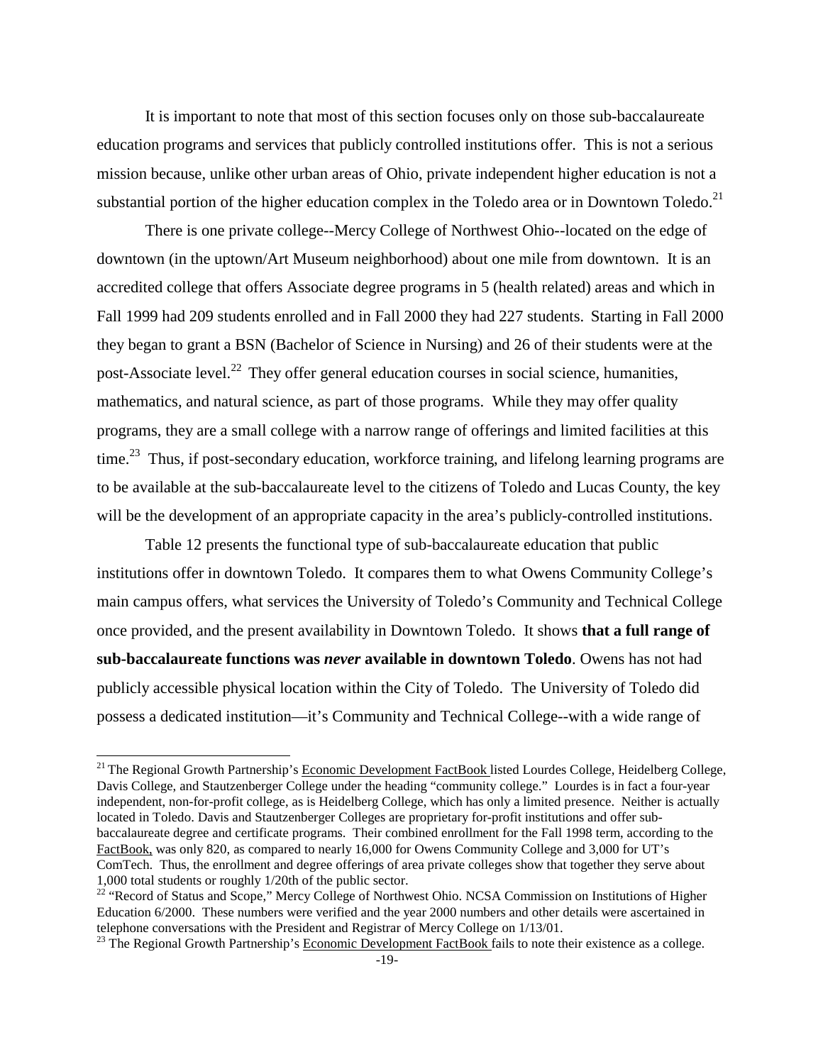It is important to note that most of this section focuses only on those sub-baccalaureate education programs and services that publicly controlled institutions offer. This is not a serious mission because, unlike other urban areas of Ohio, private independent higher education is not a substantial portion of the higher education complex in the Toledo area or in Downtown Toledo.[21]

There is one private college--Mercy College of Northwest Ohio--located on the edge of downtown (in the uptown/Art Museum neighborhood) about one mile from downtown. It is an accredited college that offers Associate degree programs in 5 (health related) areas and which in Fall 1999 had 209 students enrolled and in Fall 2000 they had 227 students. Starting in Fall 2000 they began to grant a BSN (Bachelor of Science in Nursing) and 26 of their students were at the post-Associate level.[22] They offer general education courses in social science, humanities, mathematics, and natural science, as part of those programs. While they may offer quality programs, they are a small college with a narrow range of offerings and limited facilities at this time.[23] Thus, if post-secondary education, workforce training, and lifelong learning programs are to be available at the sub-baccalaureate level to the citizens of Toledo and Lucas County, the key will be the development of an appropriate capacity in the area's publicly-controlled institutions.

Table 12 presents the functional type of sub-baccalaureate education that public institutions offer in downtown Toledo. It compares them to what Owens Community College's main campus offers, what services the University of Toledo's Community and Technical College once provided, and the present availability in Downtown Toledo. It shows **that a full range of sub-baccalaureate functions was *never* available in downtown Toledo**. Owens has not had publicly accessible physical location within the City of Toledo. The University of Toledo did possess a dedicated institution—it's Community and Technical College--with a wide range of

---

[21] The Regional Growth Partnership's Economic Development FactBook listed Lourdes College, Heidelberg College, Davis College, and Stautzenberger College under the heading "community college." Lourdes is in fact a four-year independent, non-for-profit college, as is Heidelberg College, which has only a limited presence. Neither is actually located in Toledo. Davis and Stautzenberger Colleges are proprietary for-profit institutions and offer sub-baccalaureate degree and certificate programs. Their combined enrollment for the Fall 1998 term, according to the FactBook, was only 820, as compared to nearly 16,000 for Owens Community College and 3,000 for UT's ComTech. Thus, the enrollment and degree offerings of area private colleges show that together they serve about 1,000 total students or roughly 1/20th of the public sector.

[22] "Record of Status and Scope," Mercy College of Northwest Ohio. NCSA Commission on Institutions of Higher Education 6/2000. These numbers were verified and the year 2000 numbers and other details were ascertained in telephone conversations with the President and Registrar of Mercy College on 1/13/01.

[23] The Regional Growth Partnership's Economic Development FactBook fails to note their existence as a college.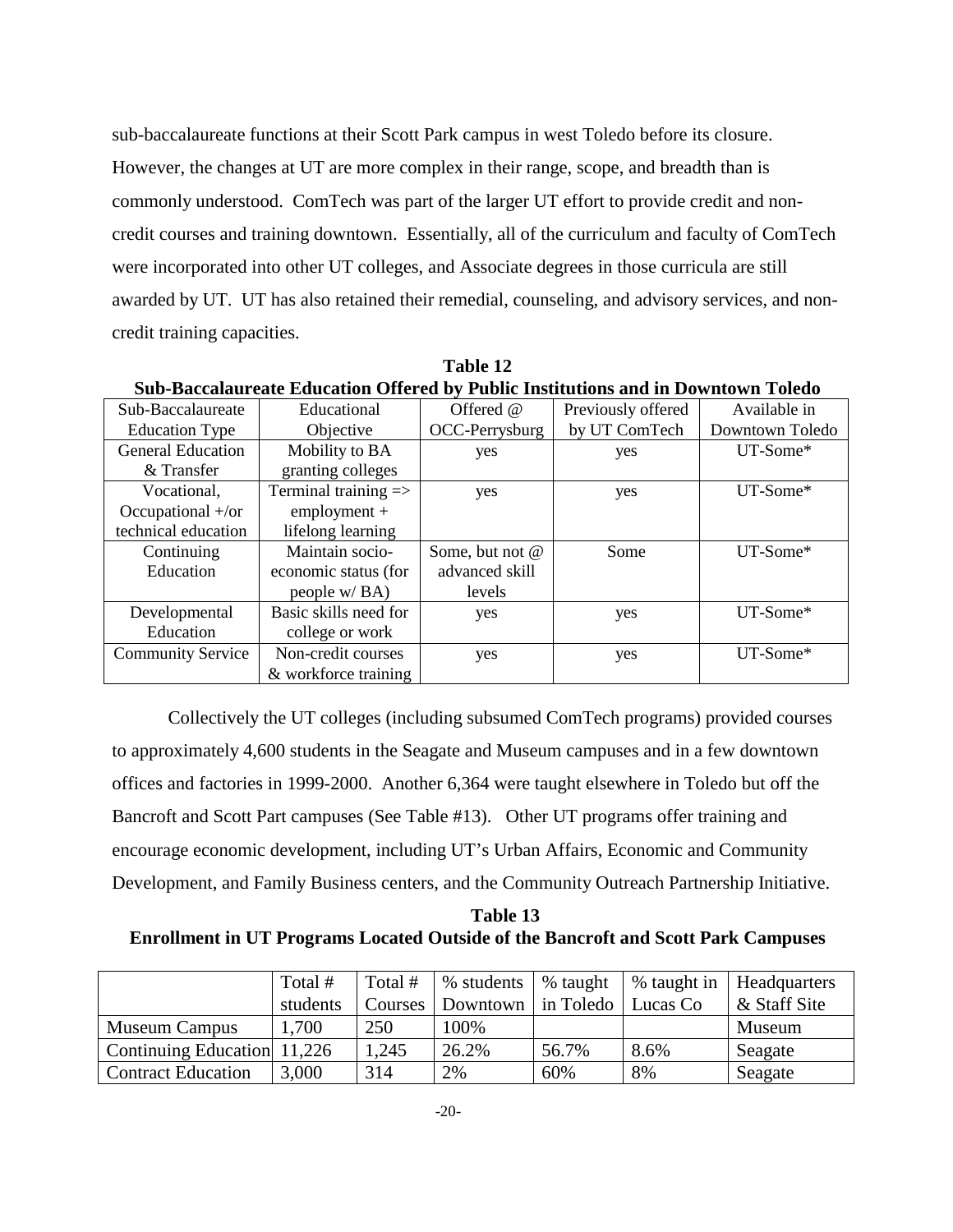sub-baccalaureate functions at their Scott Park campus in west Toledo before its closure. However, the changes at UT are more complex in their range, scope, and breadth than is commonly understood. ComTech was part of the larger UT effort to provide credit and non-credit courses and training downtown. Essentially, all of the curriculum and faculty of ComTech were incorporated into other UT colleges, and Associate degrees in those curricula are still awarded by UT. UT has also retained their remedial, counseling, and advisory services, and non-credit training capacities.

**Table 12**
**Sub-Baccalaureate Education Offered by Public Institutions and in Downtown Toledo**

| Sub-Baccalaureate Education Type | Educational Objective | Offered @ OCC-Perrysburg | Previously offered by UT ComTech | Available in Downtown Toledo |
|---|---|---|---|---|
| General Education & Transfer | Mobility to BA granting colleges | yes | yes | UT-Some* |
| Vocational, Occupational +/or technical education | Terminal training => employment + lifelong learning | yes | yes | UT-Some* |
| Continuing Education | Maintain socio-economic status (for people w/ BA) | Some, but not @ advanced skill levels | Some | UT-Some* |
| Developmental Education | Basic skills need for college or work | yes | yes | UT-Some* |
| Community Service | Non-credit courses & workforce training | yes | yes | UT-Some* |

Collectively the UT colleges (including subsumed ComTech programs) provided courses to approximately 4,600 students in the Seagate and Museum campuses and in a few downtown offices and factories in 1999-2000. Another 6,364 were taught elsewhere in Toledo but off the Bancroft and Scott Part campuses (See Table #13). Other UT programs offer training and encourage economic development, including UT's Urban Affairs, Economic and Community Development, and Family Business centers, and the Community Outreach Partnership Initiative.

**Table 13**
**Enrollment in UT Programs Located Outside of the Bancroft and Scott Park Campuses**

| | Total # students | Total # Courses | % students Downtown | % taught in Toledo | % taught in Lucas Co | Headquarters & Staff Site |
|---|---|---|---|---|---|---|
| Museum Campus | 1,700 | 250 | 100% | | | Museum |
| Continuing Education | 11,226 | 1,245 | 26.2% | 56.7% | 8.6% | Seagate |
| Contract Education | 3,000 | 314 | 2% | 60% | 8% | Seagate |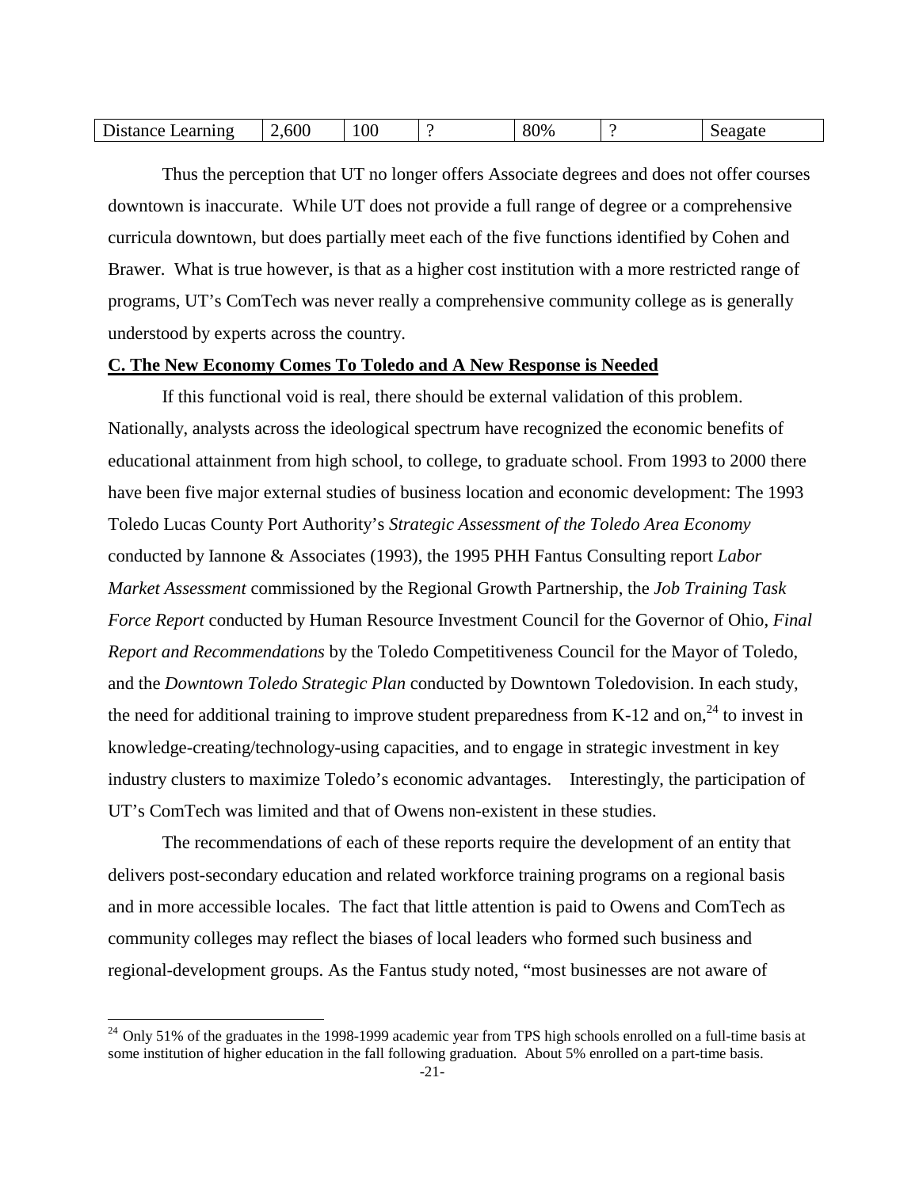| Distance Learning | 2,600 | 100 | ? | 80% | ? | Seagate |
|---|---|---|---|---|---|---|

Thus the perception that UT no longer offers Associate degrees and does not offer courses downtown is inaccurate. While UT does not provide a full range of degree or a comprehensive curricula downtown, but does partially meet each of the five functions identified by Cohen and Brawer. What is true however, is that as a higher cost institution with a more restricted range of programs, UT's ComTech was never really a comprehensive community college as is generally understood by experts across the country.

**C. The New Economy Comes To Toledo and A New Response is Needed**

If this functional void is real, there should be external validation of this problem. Nationally, analysts across the ideological spectrum have recognized the economic benefits of educational attainment from high school, to college, to graduate school. From 1993 to 2000 there have been five major external studies of business location and economic development: The 1993 Toledo Lucas County Port Authority's *Strategic Assessment of the Toledo Area Economy* conducted by Iannone & Associates (1993), the 1995 PHH Fantus Consulting report *Labor Market Assessment* commissioned by the Regional Growth Partnership, the *Job Training Task Force Report* conducted by Human Resource Investment Council for the Governor of Ohio, *Final Report and Recommendations* by the Toledo Competitiveness Council for the Mayor of Toledo, and the *Downtown Toledo Strategic Plan* conducted by Downtown Toledovision. In each study, the need for additional training to improve student preparedness from K-12 and on,[24] to invest in knowledge-creating/technology-using capacities, and to engage in strategic investment in key industry clusters to maximize Toledo's economic advantages. Interestingly, the participation of UT's ComTech was limited and that of Owens non-existent in these studies.

The recommendations of each of these reports require the development of an entity that delivers post-secondary education and related workforce training programs on a regional basis and in more accessible locales. The fact that little attention is paid to Owens and ComTech as community colleges may reflect the biases of local leaders who formed such business and regional-development groups. As the Fantus study noted, "most businesses are not aware of

[24] Only 51% of the graduates in the 1998-1999 academic year from TPS high schools enrolled on a full-time basis at some institution of higher education in the fall following graduation. About 5% enrolled on a part-time basis.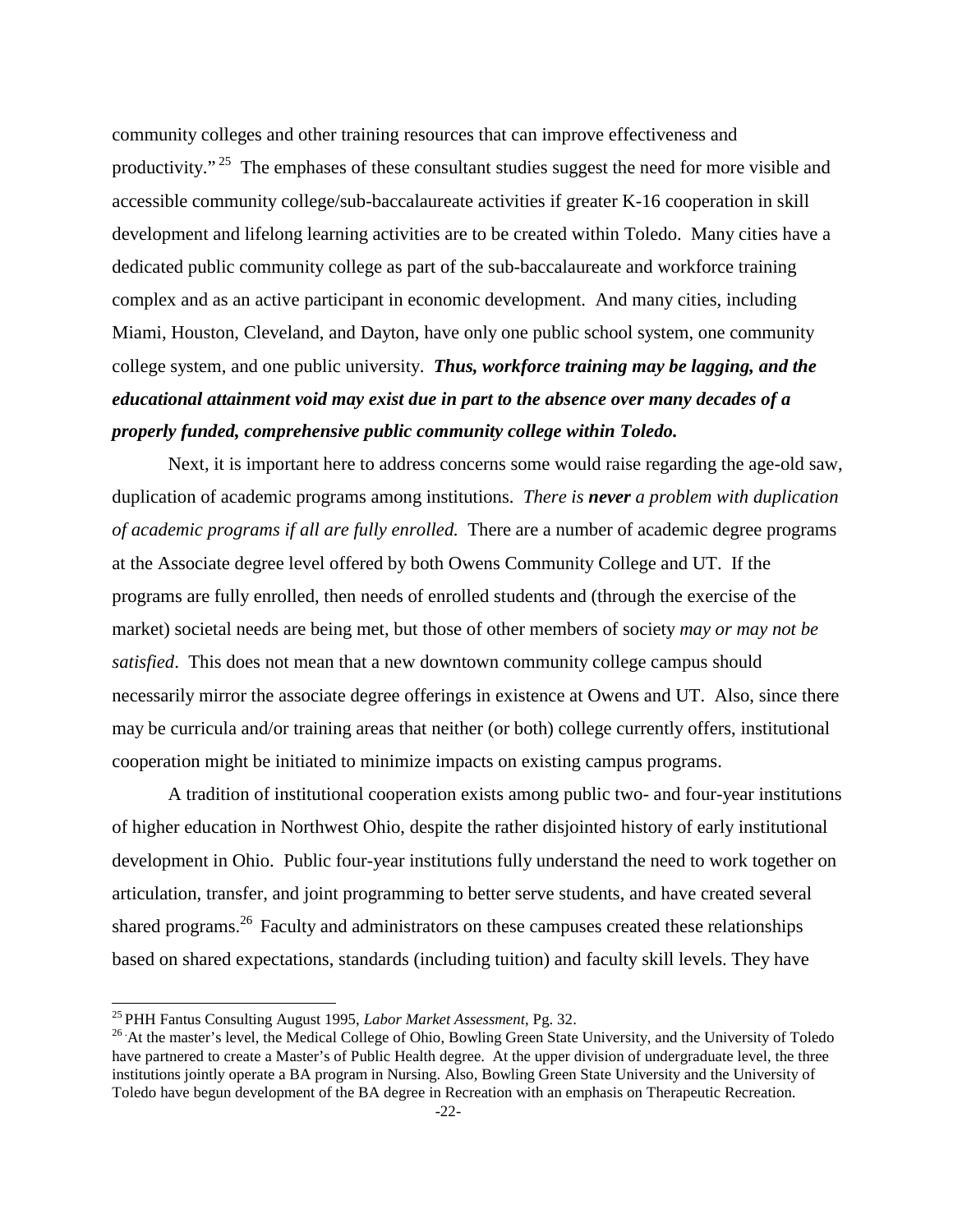community colleges and other training resources that can improve effectiveness and productivity."[25] The emphases of these consultant studies suggest the need for more visible and accessible community college/sub-baccalaureate activities if greater K-16 cooperation in skill development and lifelong learning activities are to be created within Toledo. Many cities have a dedicated public community college as part of the sub-baccalaureate and workforce training complex and as an active participant in economic development. And many cities, including Miami, Houston, Cleveland, and Dayton, have only one public school system, one community college system, and one public university. ***Thus, workforce training may be lagging, and the educational attainment void may exist due in part to the absence over many decades of a properly funded, comprehensive public community college within Toledo.***

Next, it is important here to address concerns some would raise regarding the age-old saw, duplication of academic programs among institutions. *There is **never** a problem with duplication of academic programs if all are fully enrolled.* There are a number of academic degree programs at the Associate degree level offered by both Owens Community College and UT. If the programs are fully enrolled, then needs of enrolled students and (through the exercise of the market) societal needs are being met, but those of other members of society *may or may not be satisfied*. This does not mean that a new downtown community college campus should necessarily mirror the associate degree offerings in existence at Owens and UT. Also, since there may be curricula and/or training areas that neither (or both) college currently offers, institutional cooperation might be initiated to minimize impacts on existing campus programs.

A tradition of institutional cooperation exists among public two- and four-year institutions of higher education in Northwest Ohio, despite the rather disjointed history of early institutional development in Ohio. Public four-year institutions fully understand the need to work together on articulation, transfer, and joint programming to better serve students, and have created several shared programs.[26] Faculty and administrators on these campuses created these relationships based on shared expectations, standards (including tuition) and faculty skill levels. They have

---

[25] PHH Fantus Consulting August 1995, *Labor Market Assessment*, Pg. 32.

[26] At the master's level, the Medical College of Ohio, Bowling Green State University, and the University of Toledo have partnered to create a Master's of Public Health degree. At the upper division of undergraduate level, the three institutions jointly operate a BA program in Nursing. Also, Bowling Green State University and the University of Toledo have begun development of the BA degree in Recreation with an emphasis on Therapeutic Recreation.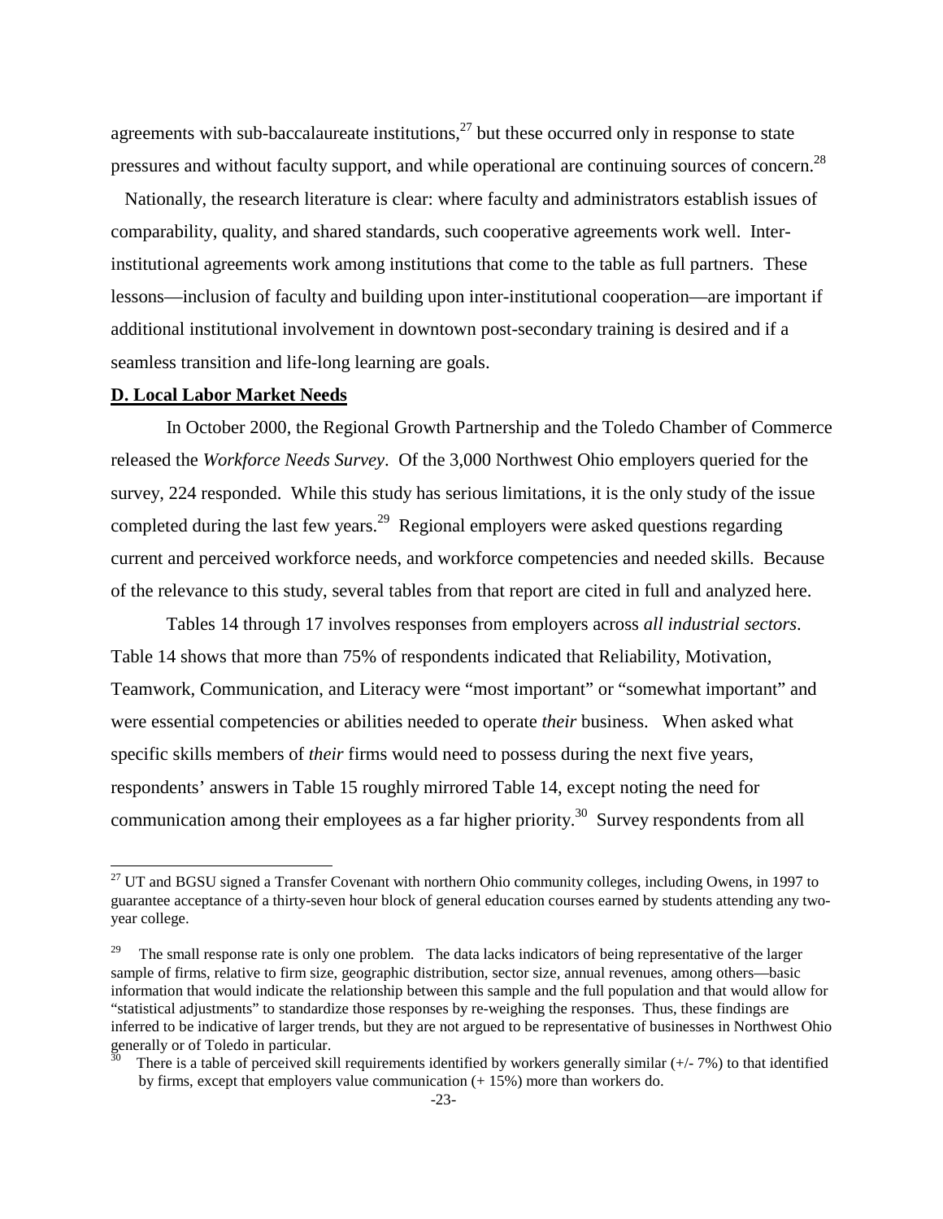agreements with sub-baccalaureate institutions,[27] but these occurred only in response to state pressures and without faculty support, and while operational are continuing sources of concern.[28]

Nationally, the research literature is clear: where faculty and administrators establish issues of comparability, quality, and shared standards, such cooperative agreements work well. Inter-institutional agreements work among institutions that come to the table as full partners. These lessons—inclusion of faculty and building upon inter-institutional cooperation—are important if additional institutional involvement in downtown post-secondary training is desired and if a seamless transition and life-long learning are goals.

## D. Local Labor Market Needs

In October 2000, the Regional Growth Partnership and the Toledo Chamber of Commerce released the *Workforce Needs Survey*. Of the 3,000 Northwest Ohio employers queried for the survey, 224 responded. While this study has serious limitations, it is the only study of the issue completed during the last few years.[29] Regional employers were asked questions regarding current and perceived workforce needs, and workforce competencies and needed skills. Because of the relevance to this study, several tables from that report are cited in full and analyzed here.

Tables 14 through 17 involves responses from employers across *all industrial sectors*. Table 14 shows that more than 75% of respondents indicated that Reliability, Motivation, Teamwork, Communication, and Literacy were "most important" or "somewhat important" and were essential competencies or abilities needed to operate *their* business. When asked what specific skills members of *their* firms would need to possess during the next five years, respondents' answers in Table 15 roughly mirrored Table 14, except noting the need for communication among their employees as a far higher priority.[30] Survey respondents from all

---

[27] UT and BGSU signed a Transfer Covenant with northern Ohio community colleges, including Owens, in 1997 to guarantee acceptance of a thirty-seven hour block of general education courses earned by students attending any two-year college.

[29] The small response rate is only one problem. The data lacks indicators of being representative of the larger sample of firms, relative to firm size, geographic distribution, sector size, annual revenues, among others—basic information that would indicate the relationship between this sample and the full population and that would allow for "statistical adjustments" to standardize those responses by re-weighing the responses. Thus, these findings are inferred to be indicative of larger trends, but they are not argued to be representative of businesses in Northwest Ohio generally or of Toledo in particular.

[30] There is a table of perceived skill requirements identified by workers generally similar (+/- 7%) to that identified by firms, except that employers value communication (+ 15%) more than workers do.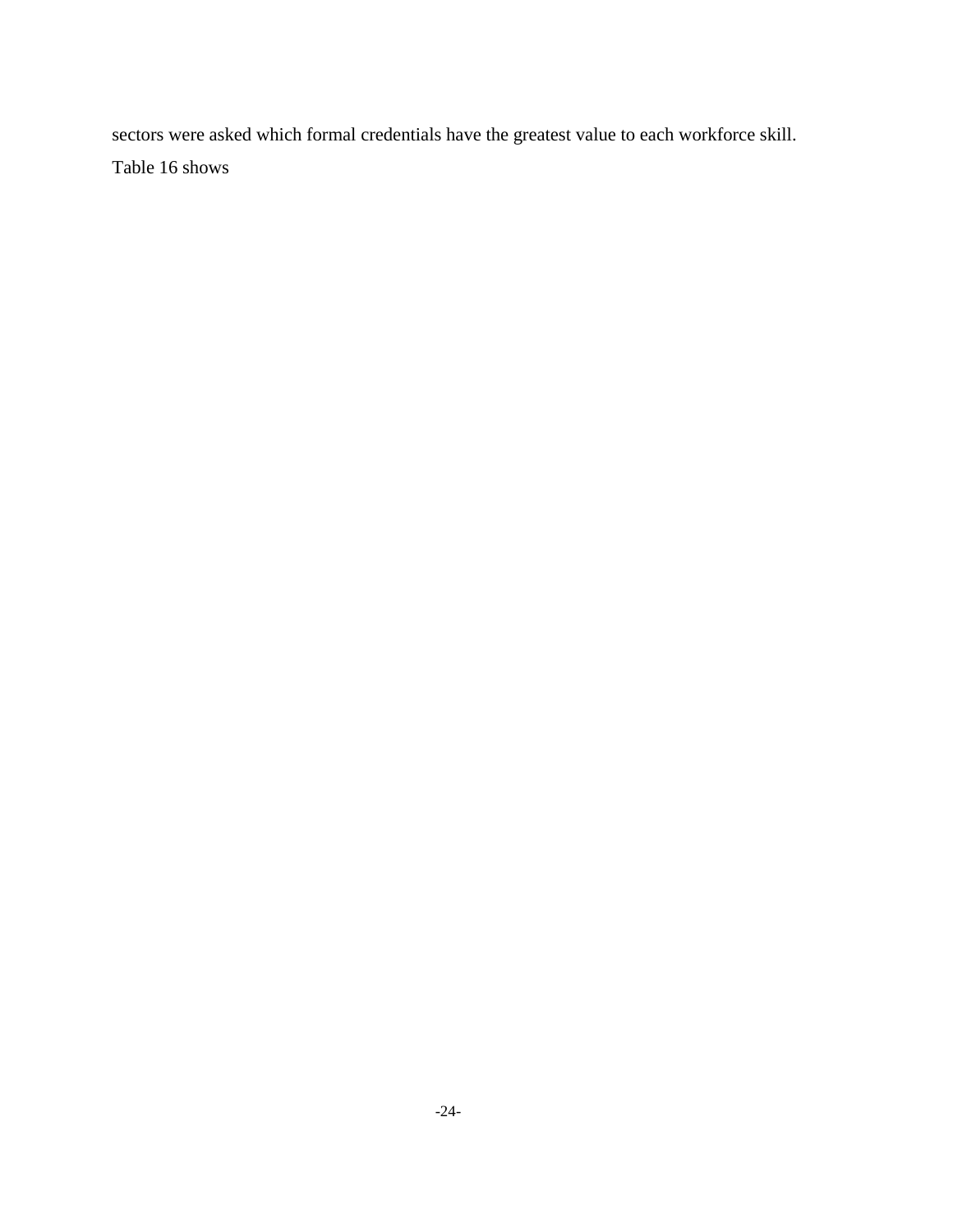sectors were asked which formal credentials have the greatest value to each workforce skill. Table 16 shows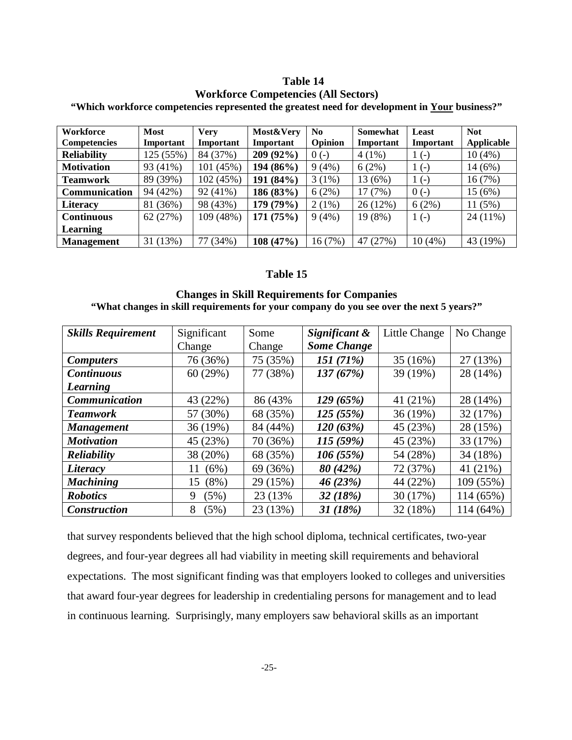### Table 14

### Workforce Competencies (All Sectors)

**"Which workforce competencies represented the greatest need for development in Your business?"**

| Workforce Competencies | Most Important | Very Important | Most&Very Important | No Opinion | Somewhat Important | Least Important | Not Applicable |
|---|---|---|---|---|---|---|---|
| **Reliability** | 125 (55%) | 84 (37%) | **209 (92%)** | 0 (-) | 4 (1%) | 1 (-) | 10 (4%) |
| **Motivation** | 93 (41%) | 101 (45%) | **194 (86%)** | 9 (4%) | 6 (2%) | 1 (-) | 14 (6%) |
| **Teamwork** | 89 (39%) | 102 (45%) | **191 (84%)** | 3 (1%) | 13 (6%) | 1 (-) | 16 (7%) |
| **Communication** | 94 (42%) | 92 (41%) | **186 (83%)** | 6 (2%) | 17 (7%) | 0 (-) | 15 (6%) |
| **Literacy** | 81 (36%) | 98 (43%) | **179 (79%)** | 2 (1%) | 26 (12%) | 6 (2%) | 11 (5%) |
| **Continuous Learning** | 62 (27%) | 109 (48%) | **171 (75%)** | 9 (4%) | 19 (8%) | 1 (-) | 24 (11%) |
| **Management** | 31 (13%) | 77 (34%) | **108 (47%)** | 16 (7%) | 47 (27%) | 10 (4%) | 43 (19%) |

### Table 15

### Changes in Skill Requirements for Companies

**"What changes in skill requirements for your company do you see over the next 5 years?"**

| *Skills Requirement* | Significant Change | Some Change | *Significant & Some Change* | Little Change | No Change |
|---|---|---|---|---|---|
| ***Computers*** | 76 (36%) | 75 (35%) | *151 (71%)* | 35 (16%) | 27 (13%) |
| ***Continuous Learning*** | 60 (29%) | 77 (38%) | *137 (67%)* | 39 (19%) | 28 (14%) |
| ***Communication*** | 43 (22%) | 86 (43% | *129 (65%)* | 41 (21%) | 28 (14%) |
| ***Teamwork*** | 57 (30%) | 68 (35%) | *125 (55%)* | 36 (19%) | 32 (17%) |
| ***Management*** | 36 (19%) | 84 (44%) | *120 (63%)* | 45 (23%) | 28 (15%) |
| ***Motivation*** | 45 (23%) | 70 (36%) | *115 (59%)* | 45 (23%) | 33 (17%) |
| ***Reliability*** | 38 (20%) | 68 (35%) | *106 (55%)* | 54 (28%) | 34 (18%) |
| ***Literacy*** | 11 (6%) | 69 (36%) | *80 (42%)* | 72 (37%) | 41 (21%) |
| ***Machining*** | 15 (8%) | 29 (15%) | *46 (23%)* | 44 (22%) | 109 (55%) |
| ***Robotics*** | 9 (5%) | 23 (13% | *32 (18%)* | 30 (17%) | 114 (65%) |
| ***Construction*** | 8 (5%) | 23 (13%) | *31 (18%)* | 32 (18%) | 114 (64%) |

that survey respondents believed that the high school diploma, technical certificates, two-year degrees, and four-year degrees all had viability in meeting skill requirements and behavioral expectations. The most significant finding was that employers looked to colleges and universities that award four-year degrees for leadership in credentialing persons for management and to lead in continuous learning. Surprisingly, many employers saw behavioral skills as an important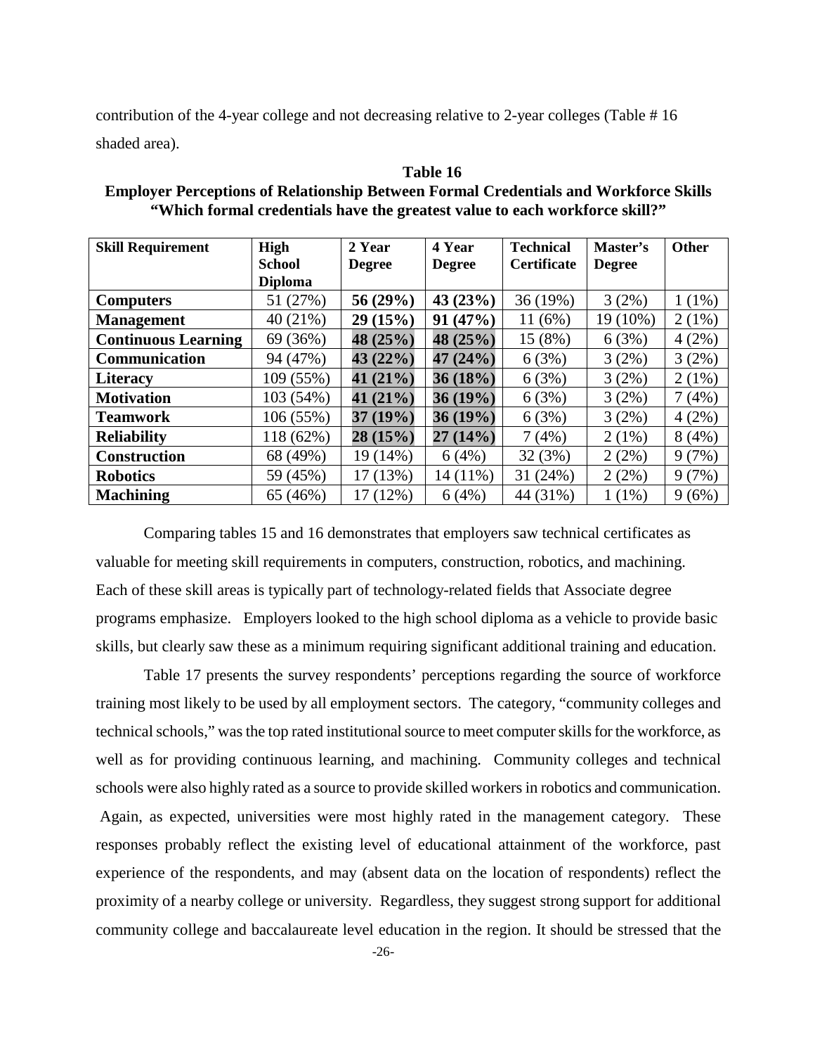contribution of the 4-year college and not decreasing relative to 2-year colleges (Table # 16 shaded area).

**Table 16**
**Employer Perceptions of Relationship Between Formal Credentials and Workforce Skills**
**"Which formal credentials have the greatest value to each workforce skill?"**

| Skill Requirement | High School Diploma | 2 Year Degree | 4 Year Degree | Technical Certificate | Master's Degree | Other |
|---|---|---|---|---|---|---|
| **Computers** | 51 (27%) | **56 (29%)** | **43 (23%)** | 36 (19%) | 3 (2%) | 1 (1%) |
| **Management** | 40 (21%) | **29 (15%)** | **91 (47%)** | 11 (6%) | 19 (10%) | 2 (1%) |
| **Continuous Learning** | 69 (36%) | **48 (25%)** | **48 (25%)** | 15 (8%) | 6 (3%) | 4 (2%) |
| **Communication** | 94 (47%) | **43 (22%)** | **47 (24%)** | 6 (3%) | 3 (2%) | 3 (2%) |
| **Literacy** | 109 (55%) | **41 (21%)** | **36 (18%)** | 6 (3%) | 3 (2%) | 2 (1%) |
| **Motivation** | 103 (54%) | **41 (21%)** | **36 (19%)** | 6 (3%) | 3 (2%) | 7 (4%) |
| **Teamwork** | 106 (55%) | **37 (19%)** | **36 (19%)** | 6 (3%) | 3 (2%) | 4 (2%) |
| **Reliability** | 118 (62%) | **28 (15%)** | **27 (14%)** | 7 (4%) | 2 (1%) | 8 (4%) |
| **Construction** | 68 (49%) | 19 (14%) | 6 (4%) | 32 (3%) | 2 (2%) | 9 (7%) |
| **Robotics** | 59 (45%) | 17 (13%) | 14 (11%) | 31 (24%) | 2 (2%) | 9 (7%) |
| **Machining** | 65 (46%) | 17 (12%) | 6 (4%) | 44 (31%) | 1 (1%) | 9 (6%) |

Comparing tables 15 and 16 demonstrates that employers saw technical certificates as valuable for meeting skill requirements in computers, construction, robotics, and machining. Each of these skill areas is typically part of technology-related fields that Associate degree programs emphasize. Employers looked to the high school diploma as a vehicle to provide basic skills, but clearly saw these as a minimum requiring significant additional training and education.

Table 17 presents the survey respondents' perceptions regarding the source of workforce training most likely to be used by all employment sectors. The category, "community colleges and technical schools," was the top rated institutional source to meet computer skills for the workforce, as well as for providing continuous learning, and machining. Community colleges and technical schools were also highly rated as a source to provide skilled workers in robotics and communication. Again, as expected, universities were most highly rated in the management category. These responses probably reflect the existing level of educational attainment of the workforce, past experience of the respondents, and may (absent data on the location of respondents) reflect the proximity of a nearby college or university. Regardless, they suggest strong support for additional community college and baccalaureate level education in the region. It should be stressed that the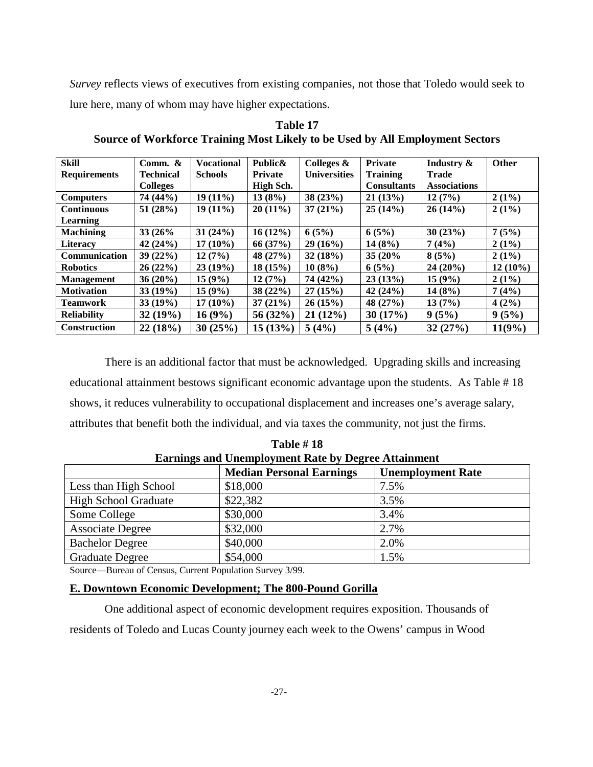*Survey* reflects views of executives from existing companies, not those that Toledo would seek to lure here, many of whom may have higher expectations.

**Table 17**
**Source of Workforce Training Most Likely to be Used by All Employment Sectors**

| Skill Requirements | Comm. & Technical Colleges | Vocational Schools | Public& Private High Sch. | Colleges & Universities | Private Training Consultants | Industry & Trade Associations | Other |
|---|---|---|---|---|---|---|---|
| **Computers** | 74 (44%) | 19 (11%) | 13 (8%) | 38 (23%) | 21 (13%) | 12 (7%) | 2 (1%) |
| **Continuous Learning** | 51 (28%) | 19 (11%) | 20 (11%) | 37 (21%) | 25 (14%) | 26 (14%) | 2 (1%) |
| **Machining** | 33 (26% | 31 (24%) | 16 (12%) | 6 (5%) | 6 (5%) | 30 (23%) | 7 (5%) |
| **Literacy** | 42 (24%) | 17 (10%) | 66 (37%) | 29 (16%) | 14 (8%) | 7 (4%) | 2 (1%) |
| **Communication** | 39 (22%) | 12 (7%) | 48 (27%) | 32 (18%) | 35 (20% | 8 (5%) | 2 (1%) |
| **Robotics** | 26 (22%) | 23 (19%) | 18 (15%) | 10 (8%) | 6 (5%) | 24 (20%) | 12 (10%) |
| **Management** | 36 (20%) | 15 (9%) | 12 (7%) | 74 (42%) | 23 (13%) | 15 (9%) | 2 (1%) |
| **Motivation** | 33 (19%) | 15 (9%) | 38 (22%) | 27 (15%) | 42 (24%) | 14 (8%) | 7 (4%) |
| **Teamwork** | 33 (19%) | 17 (10%) | 37 (21%) | 26 (15%) | 48 (27%) | 13 (7%) | 4 (2%) |
| **Reliability** | 32 (19%) | 16 (9%) | 56 (32%) | 21 (12%) | 30 (17%) | 9 (5%) | 9 (5%) |
| **Construction** | 22 (18%) | 30 (25%) | 15 (13%) | 5 (4%) | 5 (4%) | 32 (27%) | 11(9%) |

There is an additional factor that must be acknowledged. Upgrading skills and increasing educational attainment bestows significant economic advantage upon the students. As Table # 18 shows, it reduces vulnerability to occupational displacement and increases one's average salary, attributes that benefit both the individual, and via taxes the community, not just the firms.

**Table # 18**
**Earnings and Unemployment Rate by Degree Attainment**

| | Median Personal Earnings | Unemployment Rate |
|---|---|---|
| Less than High School | $18,000 | 7.5% |
| High School Graduate | $22,382 | 3.5% |
| Some College | $30,000 | 3.4% |
| Associate Degree | $32,000 | 2.7% |
| Bachelor Degree | $40,000 | 2.0% |
| Graduate Degree | $54,000 | 1.5% |

Source—Bureau of Census, Current Population Survey 3/99.

**E. Downtown Economic Development; The 800-Pound Gorilla**

One additional aspect of economic development requires exposition. Thousands of residents of Toledo and Lucas County journey each week to the Owens' campus in Wood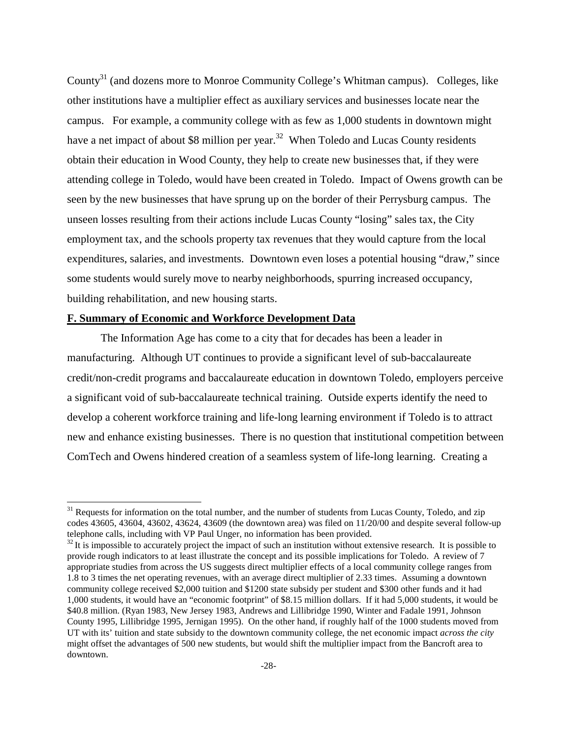County[31] (and dozens more to Monroe Community College's Whitman campus). Colleges, like other institutions have a multiplier effect as auxiliary services and businesses locate near the campus. For example, a community college with as few as 1,000 students in downtown might have a net impact of about $8 million per year.[32] When Toledo and Lucas County residents obtain their education in Wood County, they help to create new businesses that, if they were attending college in Toledo, would have been created in Toledo. Impact of Owens growth can be seen by the new businesses that have sprung up on the border of their Perrysburg campus. The unseen losses resulting from their actions include Lucas County "losing" sales tax, the City employment tax, and the schools property tax revenues that they would capture from the local expenditures, salaries, and investments. Downtown even loses a potential housing "draw," since some students would surely move to nearby neighborhoods, spurring increased occupancy, building rehabilitation, and new housing starts.

## F. Summary of Economic and Workforce Development Data

The Information Age has come to a city that for decades has been a leader in manufacturing. Although UT continues to provide a significant level of sub-baccalaureate credit/non-credit programs and baccalaureate education in downtown Toledo, employers perceive a significant void of sub-baccalaureate technical training. Outside experts identify the need to develop a coherent workforce training and life-long learning environment if Toledo is to attract new and enhance existing businesses. There is no question that institutional competition between ComTech and Owens hindered creation of a seamless system of life-long learning. Creating a

---

[31] Requests for information on the total number, and the number of students from Lucas County, Toledo, and zip codes 43605, 43604, 43602, 43624, 43609 (the downtown area) was filed on 11/20/00 and despite several follow-up telephone calls, including with VP Paul Unger, no information has been provided.

[32] It is impossible to accurately project the impact of such an institution without extensive research. It is possible to provide rough indicators to at least illustrate the concept and its possible implications for Toledo. A review of 7 appropriate studies from across the US suggests direct multiplier effects of a local community college ranges from 1.8 to 3 times the net operating revenues, with an average direct multiplier of 2.33 times. Assuming a downtown community college received $2,000 tuition and $1200 state subsidy per student and $300 other funds and it had 1,000 students, it would have an "economic footprint" of $8.15 million dollars. If it had 5,000 students, it would be $40.8 million. (Ryan 1983, New Jersey 1983, Andrews and Lillibridge 1990, Winter and Fadale 1991, Johnson County 1995, Lillibridge 1995, Jernigan 1995). On the other hand, if roughly half of the 1000 students moved from UT with its' tuition and state subsidy to the downtown community college, the net economic impact *across the city* might offset the advantages of 500 new students, but would shift the multiplier impact from the Bancroft area to downtown.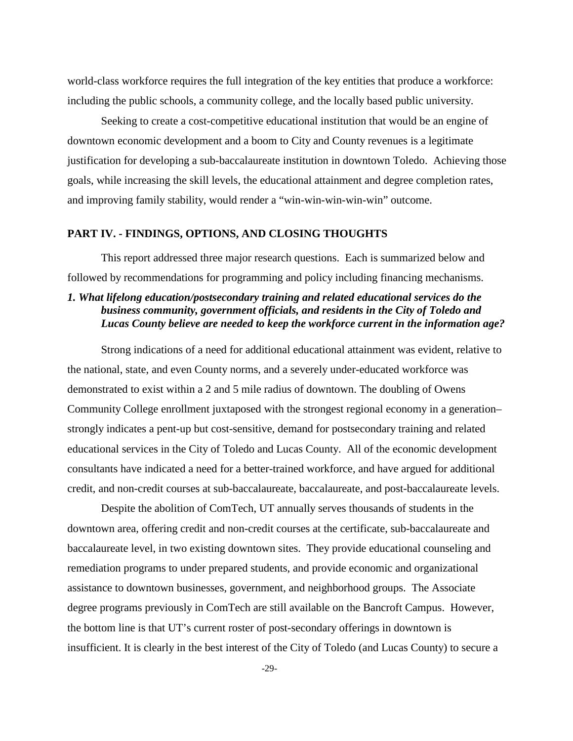world-class workforce requires the full integration of the key entities that produce a workforce: including the public schools, a community college, and the locally based public university.

Seeking to create a cost-competitive educational institution that would be an engine of downtown economic development and a boom to City and County revenues is a legitimate justification for developing a sub-baccalaureate institution in downtown Toledo. Achieving those goals, while increasing the skill levels, the educational attainment and degree completion rates, and improving family stability, would render a "win-win-win-win-win" outcome.

## PART IV. - FINDINGS, OPTIONS, AND CLOSING THOUGHTS

This report addressed three major research questions. Each is summarized below and followed by recommendations for programming and policy including financing mechanisms.

### *1. What lifelong education/postsecondary training and related educational services do the business community, government officials, and residents in the City of Toledo and Lucas County believe are needed to keep the workforce current in the information age?*

Strong indications of a need for additional educational attainment was evident, relative to the national, state, and even County norms, and a severely under-educated workforce was demonstrated to exist within a 2 and 5 mile radius of downtown. The doubling of Owens Community College enrollment juxtaposed with the strongest regional economy in a generation– strongly indicates a pent-up but cost-sensitive, demand for postsecondary training and related educational services in the City of Toledo and Lucas County. All of the economic development consultants have indicated a need for a better-trained workforce, and have argued for additional credit, and non-credit courses at sub-baccalaureate, baccalaureate, and post-baccalaureate levels.

Despite the abolition of ComTech, UT annually serves thousands of students in the downtown area, offering credit and non-credit courses at the certificate, sub-baccalaureate and baccalaureate level, in two existing downtown sites. They provide educational counseling and remediation programs to under prepared students, and provide economic and organizational assistance to downtown businesses, government, and neighborhood groups. The Associate degree programs previously in ComTech are still available on the Bancroft Campus. However, the bottom line is that UT's current roster of post-secondary offerings in downtown is insufficient. It is clearly in the best interest of the City of Toledo (and Lucas County) to secure a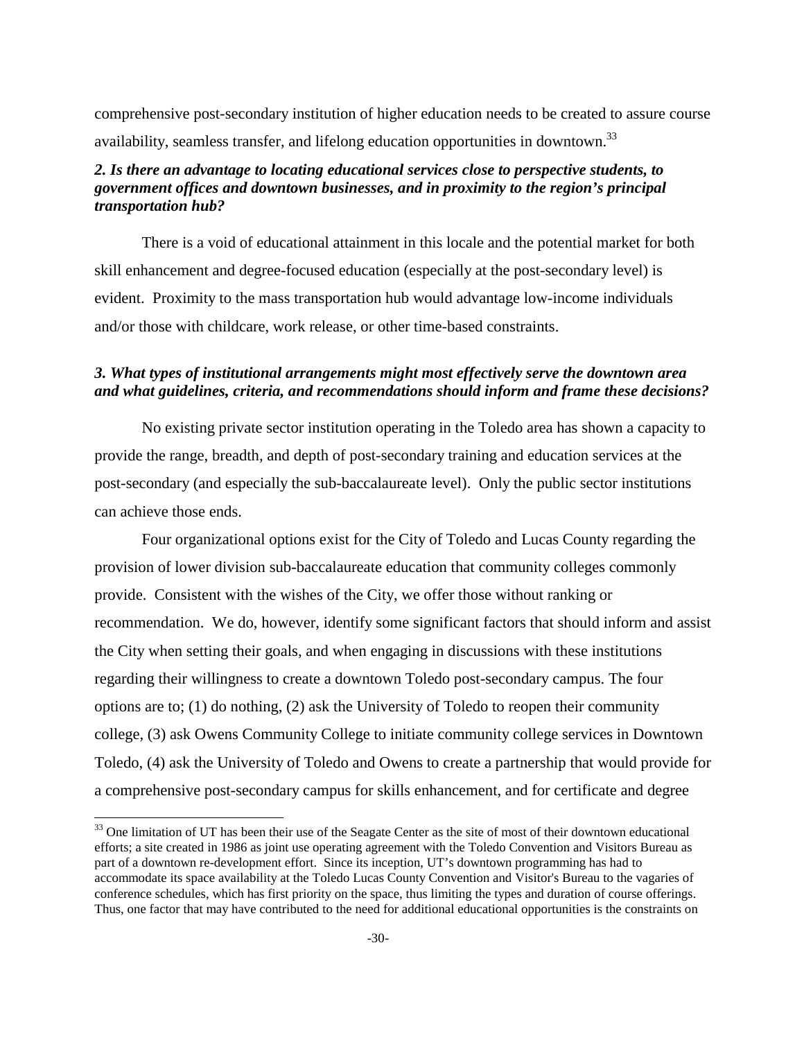comprehensive post-secondary institution of higher education needs to be created to assure course availability, seamless transfer, and lifelong education opportunities in downtown.[33]

***2. Is there an advantage to locating educational services close to perspective students, to government offices and downtown businesses, and in proximity to the region's principal transportation hub?***

There is a void of educational attainment in this locale and the potential market for both skill enhancement and degree-focused education (especially at the post-secondary level) is evident. Proximity to the mass transportation hub would advantage low-income individuals and/or those with childcare, work release, or other time-based constraints.

***3. What types of institutional arrangements might most effectively serve the downtown area and what guidelines, criteria, and recommendations should inform and frame these decisions?***

No existing private sector institution operating in the Toledo area has shown a capacity to provide the range, breadth, and depth of post-secondary training and education services at the post-secondary (and especially the sub-baccalaureate level). Only the public sector institutions can achieve those ends.

Four organizational options exist for the City of Toledo and Lucas County regarding the provision of lower division sub-baccalaureate education that community colleges commonly provide. Consistent with the wishes of the City, we offer those without ranking or recommendation. We do, however, identify some significant factors that should inform and assist the City when setting their goals, and when engaging in discussions with these institutions regarding their willingness to create a downtown Toledo post-secondary campus. The four options are to; (1) do nothing, (2) ask the University of Toledo to reopen their community college, (3) ask Owens Community College to initiate community college services in Downtown Toledo, (4) ask the University of Toledo and Owens to create a partnership that would provide for a comprehensive post-secondary campus for skills enhancement, and for certificate and degree

---

[33] One limitation of UT has been their use of the Seagate Center as the site of most of their downtown educational efforts; a site created in 1986 as joint use operating agreement with the Toledo Convention and Visitors Bureau as part of a downtown re-development effort. Since its inception, UT's downtown programming has had to accommodate its space availability at the Toledo Lucas County Convention and Visitor's Bureau to the vagaries of conference schedules, which has first priority on the space, thus limiting the types and duration of course offerings. Thus, one factor that may have contributed to the need for additional educational opportunities is the constraints on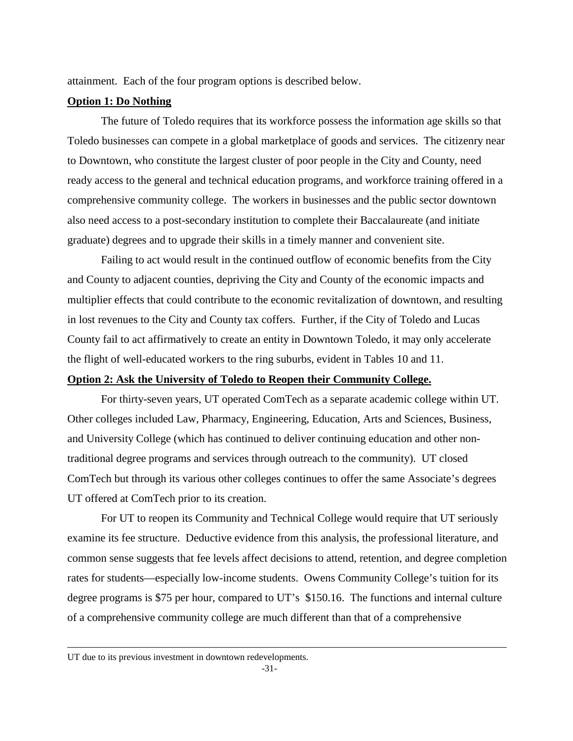attainment. Each of the four program options is described below.

**Option 1: Do Nothing**

The future of Toledo requires that its workforce possess the information age skills so that Toledo businesses can compete in a global marketplace of goods and services. The citizenry near to Downtown, who constitute the largest cluster of poor people in the City and County, need ready access to the general and technical education programs, and workforce training offered in a comprehensive community college. The workers in businesses and the public sector downtown also need access to a post-secondary institution to complete their Baccalaureate (and initiate graduate) degrees and to upgrade their skills in a timely manner and convenient site.

Failing to act would result in the continued outflow of economic benefits from the City and County to adjacent counties, depriving the City and County of the economic impacts and multiplier effects that could contribute to the economic revitalization of downtown, and resulting in lost revenues to the City and County tax coffers. Further, if the City of Toledo and Lucas County fail to act affirmatively to create an entity in Downtown Toledo, it may only accelerate the flight of well-educated workers to the ring suburbs, evident in Tables 10 and 11.

**Option 2: Ask the University of Toledo to Reopen their Community College.**

For thirty-seven years, UT operated ComTech as a separate academic college within UT. Other colleges included Law, Pharmacy, Engineering, Education, Arts and Sciences, Business, and University College (which has continued to deliver continuing education and other non-traditional degree programs and services through outreach to the community). UT closed ComTech but through its various other colleges continues to offer the same Associate's degrees UT offered at ComTech prior to its creation.

For UT to reopen its Community and Technical College would require that UT seriously examine its fee structure. Deductive evidence from this analysis, the professional literature, and common sense suggests that fee levels affect decisions to attend, retention, and degree completion rates for students—especially low-income students. Owens Community College's tuition for its degree programs is $75 per hour, compared to UT's $150.16. The functions and internal culture of a comprehensive community college are much different than that of a comprehensive

---

UT due to its previous investment in downtown redevelopments.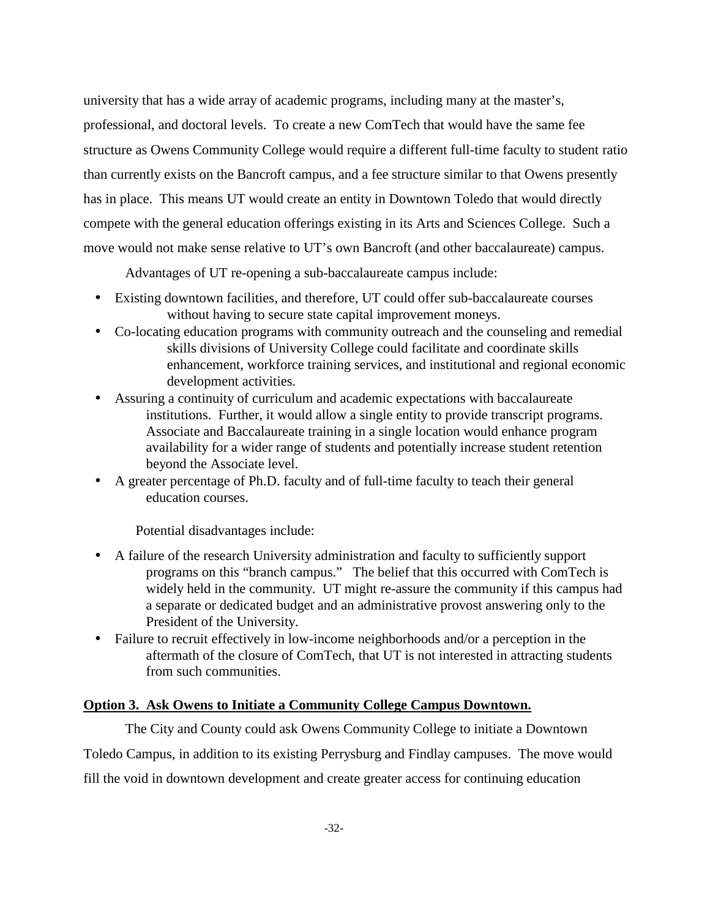university that has a wide array of academic programs, including many at the master's, professional, and doctoral levels. To create a new ComTech that would have the same fee structure as Owens Community College would require a different full-time faculty to student ratio than currently exists on the Bancroft campus, and a fee structure similar to that Owens presently has in place. This means UT would create an entity in Downtown Toledo that would directly compete with the general education offerings existing in its Arts and Sciences College. Such a move would not make sense relative to UT's own Bancroft (and other baccalaureate) campus.

Advantages of UT re-opening a sub-baccalaureate campus include:

- Existing downtown facilities, and therefore, UT could offer sub-baccalaureate courses without having to secure state capital improvement moneys.
- Co-locating education programs with community outreach and the counseling and remedial skills divisions of University College could facilitate and coordinate skills enhancement, workforce training services, and institutional and regional economic development activities.
- Assuring a continuity of curriculum and academic expectations with baccalaureate institutions. Further, it would allow a single entity to provide transcript programs. Associate and Baccalaureate training in a single location would enhance program availability for a wider range of students and potentially increase student retention beyond the Associate level.
- A greater percentage of Ph.D. faculty and of full-time faculty to teach their general education courses.

Potential disadvantages include:

- A failure of the research University administration and faculty to sufficiently support programs on this "branch campus." The belief that this occurred with ComTech is widely held in the community. UT might re-assure the community if this campus had a separate or dedicated budget and an administrative provost answering only to the President of the University.
- Failure to recruit effectively in low-income neighborhoods and/or a perception in the aftermath of the closure of ComTech, that UT is not interested in attracting students from such communities.

**Option 3. Ask Owens to Initiate a Community College Campus Downtown.**

The City and County could ask Owens Community College to initiate a Downtown Toledo Campus, in addition to its existing Perrysburg and Findlay campuses. The move would fill the void in downtown development and create greater access for continuing education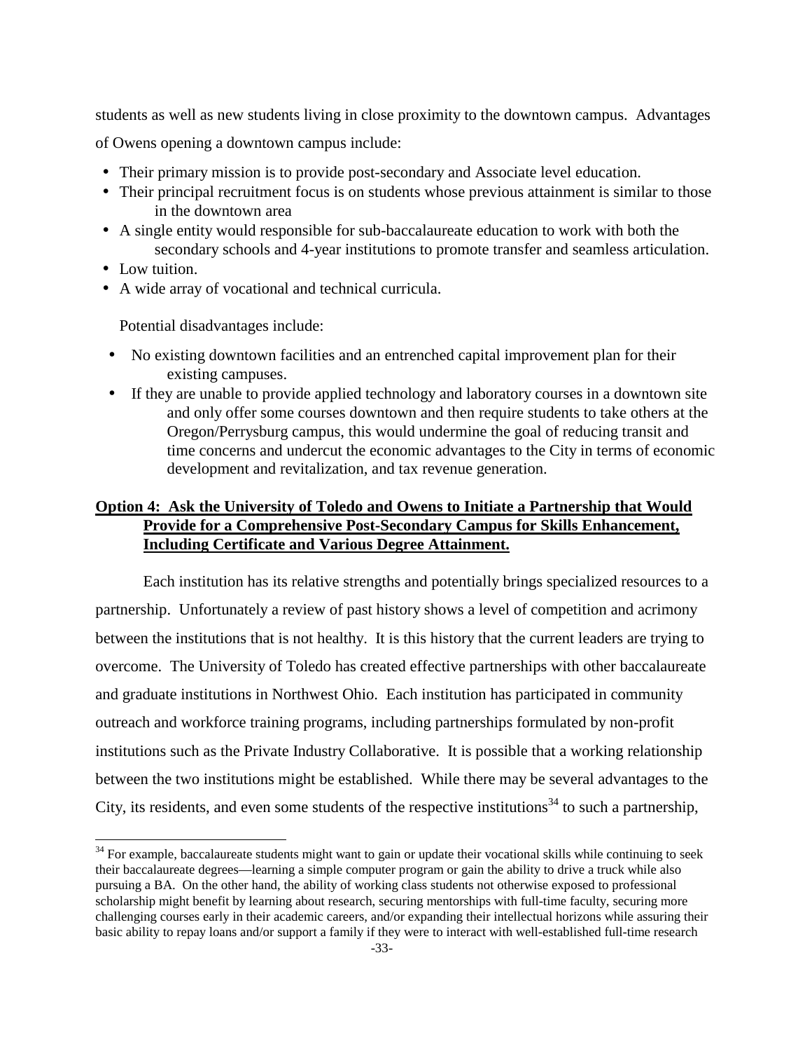students as well as new students living in close proximity to the downtown campus. Advantages of Owens opening a downtown campus include:

- Their primary mission is to provide post-secondary and Associate level education.
- Their principal recruitment focus is on students whose previous attainment is similar to those in the downtown area
- A single entity would responsible for sub-baccalaureate education to work with both the secondary schools and 4-year institutions to promote transfer and seamless articulation.
- Low tuition.
- A wide array of vocational and technical curricula.

Potential disadvantages include:

- No existing downtown facilities and an entrenched capital improvement plan for their existing campuses.
- If they are unable to provide applied technology and laboratory courses in a downtown site and only offer some courses downtown and then require students to take others at the Oregon/Perrysburg campus, this would undermine the goal of reducing transit and time concerns and undercut the economic advantages to the City in terms of economic development and revitalization, and tax revenue generation.

**Option 4: Ask the University of Toledo and Owens to Initiate a Partnership that Would Provide for a Comprehensive Post-Secondary Campus for Skills Enhancement, Including Certificate and Various Degree Attainment.**

Each institution has its relative strengths and potentially brings specialized resources to a partnership. Unfortunately a review of past history shows a level of competition and acrimony between the institutions that is not healthy. It is this history that the current leaders are trying to overcome. The University of Toledo has created effective partnerships with other baccalaureate and graduate institutions in Northwest Ohio. Each institution has participated in community outreach and workforce training programs, including partnerships formulated by non-profit institutions such as the Private Industry Collaborative. It is possible that a working relationship between the two institutions might be established. While there may be several advantages to the City, its residents, and even some students of the respective institutions[34] to such a partnership,

[34] For example, baccalaureate students might want to gain or update their vocational skills while continuing to seek their baccalaureate degrees—learning a simple computer program or gain the ability to drive a truck while also pursuing a BA. On the other hand, the ability of working class students not otherwise exposed to professional scholarship might benefit by learning about research, securing mentorships with full-time faculty, securing more challenging courses early in their academic careers, and/or expanding their intellectual horizons while assuring their basic ability to repay loans and/or support a family if they were to interact with well-established full-time research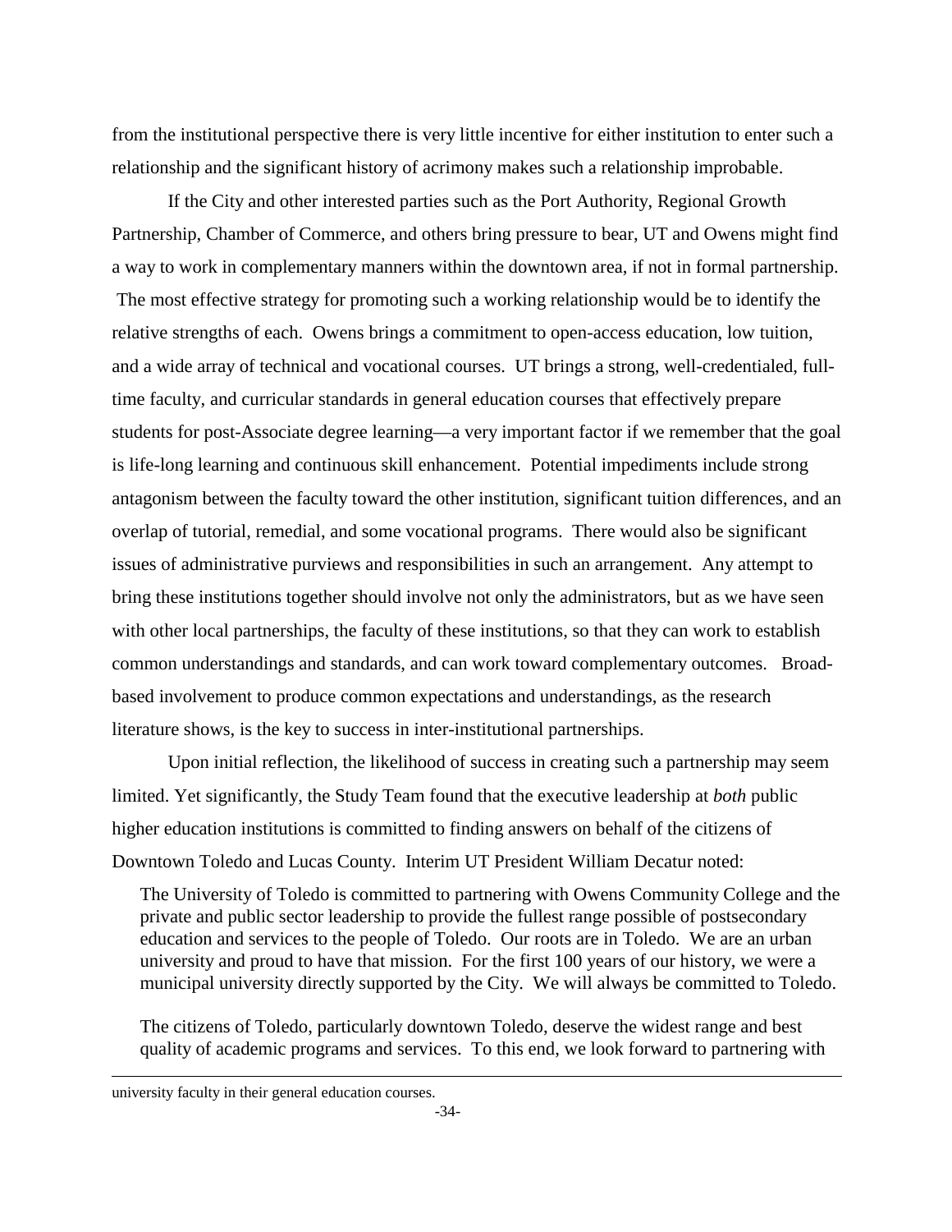from the institutional perspective there is very little incentive for either institution to enter such a relationship and the significant history of acrimony makes such a relationship improbable.

If the City and other interested parties such as the Port Authority, Regional Growth Partnership, Chamber of Commerce, and others bring pressure to bear, UT and Owens might find a way to work in complementary manners within the downtown area, if not in formal partnership. The most effective strategy for promoting such a working relationship would be to identify the relative strengths of each. Owens brings a commitment to open-access education, low tuition, and a wide array of technical and vocational courses. UT brings a strong, well-credentialed, full-time faculty, and curricular standards in general education courses that effectively prepare students for post-Associate degree learning—a very important factor if we remember that the goal is life-long learning and continuous skill enhancement. Potential impediments include strong antagonism between the faculty toward the other institution, significant tuition differences, and an overlap of tutorial, remedial, and some vocational programs. There would also be significant issues of administrative purviews and responsibilities in such an arrangement. Any attempt to bring these institutions together should involve not only the administrators, but as we have seen with other local partnerships, the faculty of these institutions, so that they can work to establish common understandings and standards, and can work toward complementary outcomes. Broad-based involvement to produce common expectations and understandings, as the research literature shows, is the key to success in inter-institutional partnerships.

Upon initial reflection, the likelihood of success in creating such a partnership may seem limited. Yet significantly, the Study Team found that the executive leadership at *both* public higher education institutions is committed to finding answers on behalf of the citizens of Downtown Toledo and Lucas County. Interim UT President William Decatur noted:

> The University of Toledo is committed to partnering with Owens Community College and the private and public sector leadership to provide the fullest range possible of postsecondary education and services to the people of Toledo. Our roots are in Toledo. We are an urban university and proud to have that mission. For the first 100 years of our history, we were a municipal university directly supported by the City. We will always be committed to Toledo.
>
> The citizens of Toledo, particularly downtown Toledo, deserve the widest range and best quality of academic programs and services. To this end, we look forward to partnering with

---

university faculty in their general education courses.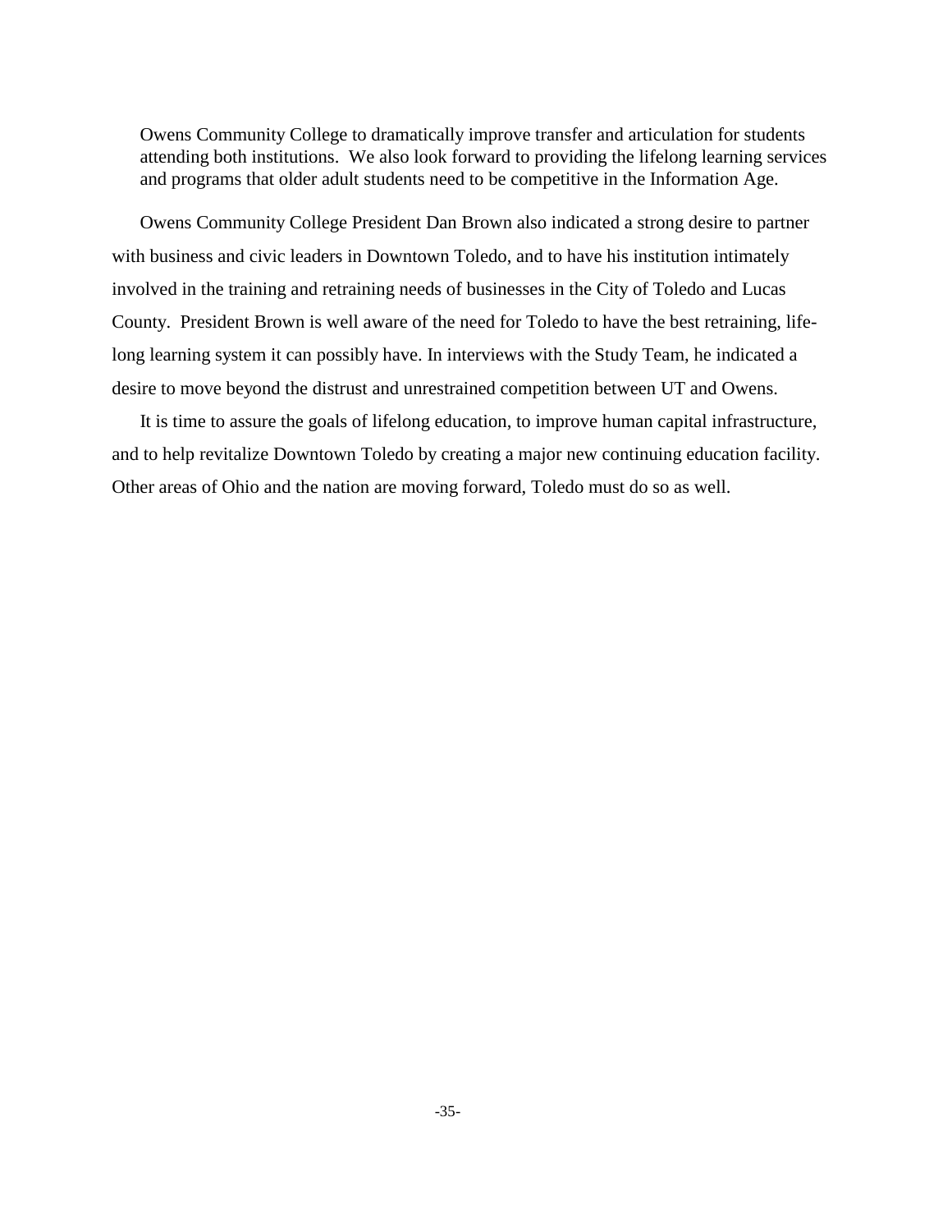> Owens Community College to dramatically improve transfer and articulation for students attending both institutions. We also look forward to providing the lifelong learning services and programs that older adult students need to be competitive in the Information Age.

Owens Community College President Dan Brown also indicated a strong desire to partner with business and civic leaders in Downtown Toledo, and to have his institution intimately involved in the training and retraining needs of businesses in the City of Toledo and Lucas County. President Brown is well aware of the need for Toledo to have the best retraining, life-long learning system it can possibly have. In interviews with the Study Team, he indicated a desire to move beyond the distrust and unrestrained competition between UT and Owens.

It is time to assure the goals of lifelong education, to improve human capital infrastructure, and to help revitalize Downtown Toledo by creating a major new continuing education facility. Other areas of Ohio and the nation are moving forward, Toledo must do so as well.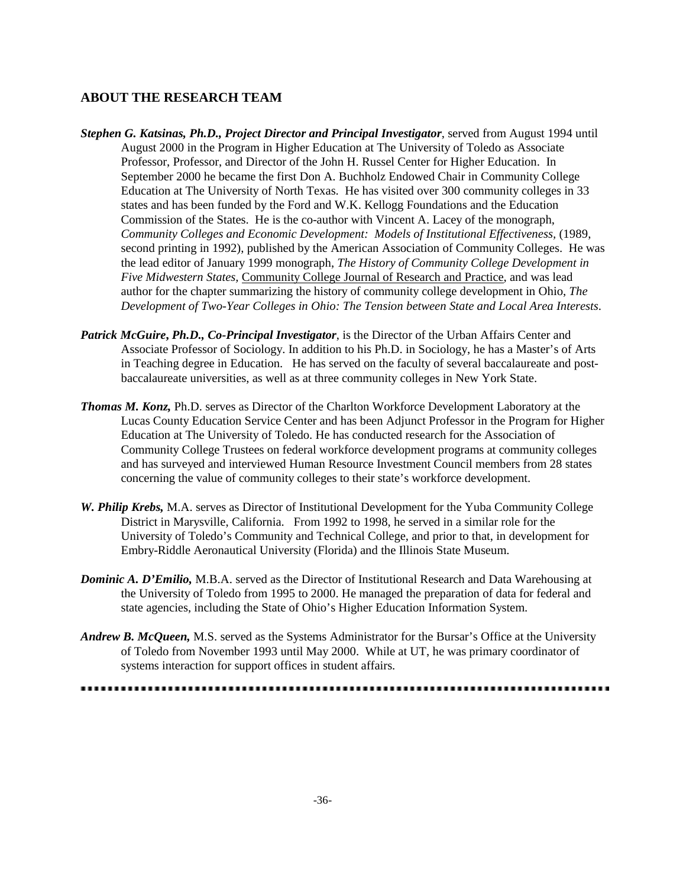## ABOUT THE RESEARCH TEAM

***Stephen G. Katsinas, Ph.D., Project Director and Principal Investigator***, served from August 1994 until August 2000 in the Program in Higher Education at The University of Toledo as Associate Professor, Professor, and Director of the John H. Russel Center for Higher Education. In September 2000 he became the first Don A. Buchholz Endowed Chair in Community College Education at The University of North Texas. He has visited over 300 community colleges in 33 states and has been funded by the Ford and W.K. Kellogg Foundations and the Education Commission of the States. He is the co-author with Vincent A. Lacey of the monograph, *Community Colleges and Economic Development: Models of Institutional Effectiveness*, (1989, second printing in 1992), published by the American Association of Community Colleges. He was the lead editor of January 1999 monograph, *The History of Community College Development in Five Midwestern States*, Community College Journal of Research and Practice, and was lead author for the chapter summarizing the history of community college development in Ohio, *The Development of Two-Year Colleges in Ohio: The Tension between State and Local Area Interests*.

***Patrick McGuire, Ph.D., Co-Principal Investigator***, is the Director of the Urban Affairs Center and Associate Professor of Sociology. In addition to his Ph.D. in Sociology, he has a Master's of Arts in Teaching degree in Education. He has served on the faculty of several baccalaureate and post-baccalaureate universities, as well as at three community colleges in New York State.

***Thomas M. Konz,*** Ph.D. serves as Director of the Charlton Workforce Development Laboratory at the Lucas County Education Service Center and has been Adjunct Professor in the Program for Higher Education at The University of Toledo. He has conducted research for the Association of Community College Trustees on federal workforce development programs at community colleges and has surveyed and interviewed Human Resource Investment Council members from 28 states concerning the value of community colleges to their state's workforce development.

***W. Philip Krebs,*** M.A. serves as Director of Institutional Development for the Yuba Community College District in Marysville, California. From 1992 to 1998, he served in a similar role for the University of Toledo's Community and Technical College, and prior to that, in development for Embry-Riddle Aeronautical University (Florida) and the Illinois State Museum.

***Dominic A. D'Emilio,*** M.B.A. served as the Director of Institutional Research and Data Warehousing at the University of Toledo from 1995 to 2000. He managed the preparation of data for federal and state agencies, including the State of Ohio's Higher Education Information System.

***Andrew B. McQueen,*** M.S. served as the Systems Administrator for the Bursar's Office at the University of Toledo from November 1993 until May 2000. While at UT, he was primary coordinator of systems interaction for support offices in student affairs.